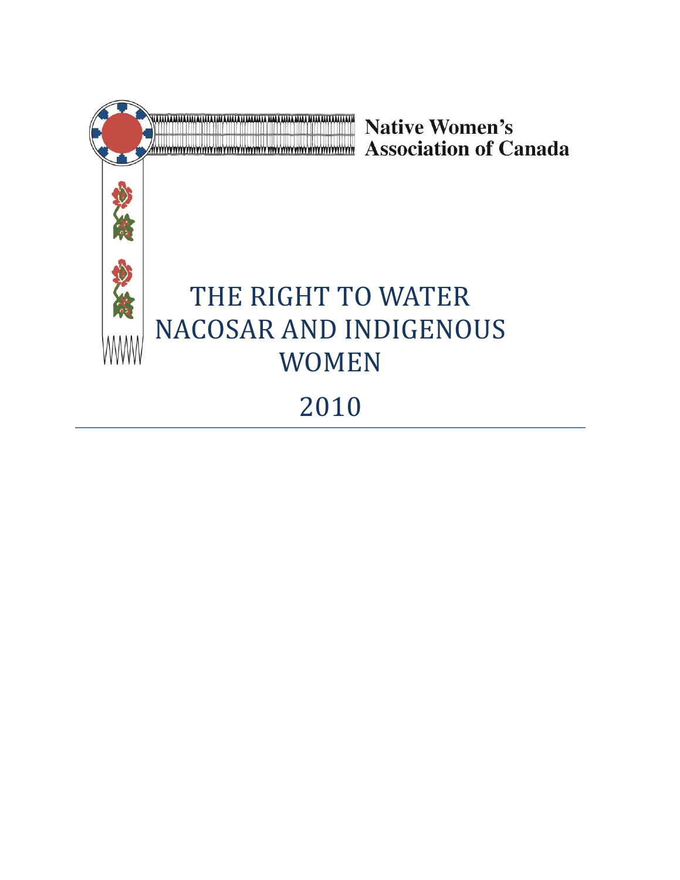**Native Women's Association of Canada**

# THE RIGHT TO WATER NACOSAR AND INDIGENOUS WOMEN

2010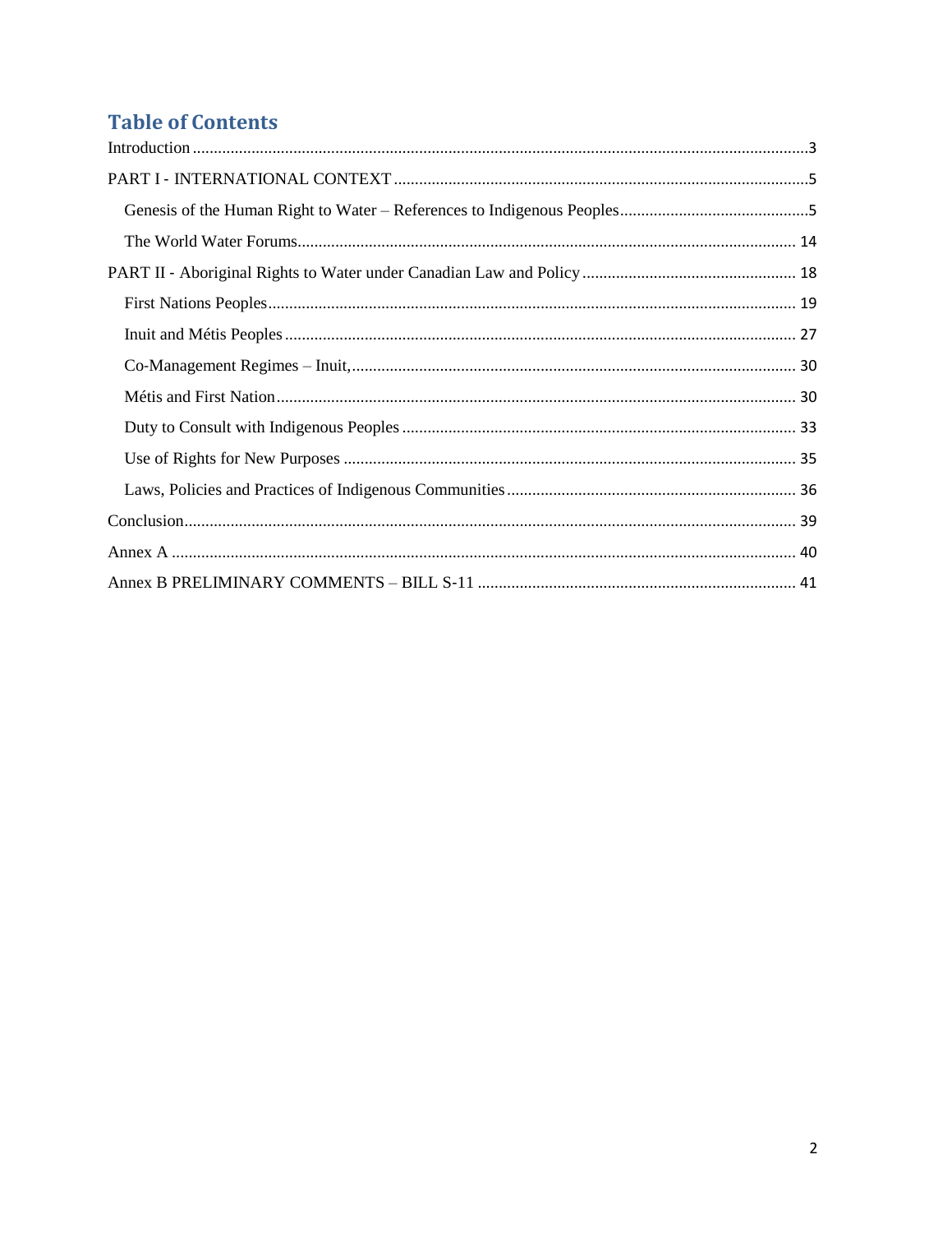## Table of Contents

Introduction ................................................................................................................................3

PART I - INTERNATIONAL CONTEXT ..................................................................................5

- Genesis of the Human Right to Water – References to Indigenous Peoples.............................................5
- The World Water Forums...................................................................................................... 14

PART II - Aboriginal Rights to Water under Canadian Law and Policy .................................................. 18

- First Nations Peoples............................................................................................................ 19
- Inuit and Métis Peoples ........................................................................................................ 27
- Co-Management Regimes – Inuit,......................................................................................... 30
- Métis and First Nation........................................................................................................... 30
- Duty to Consult with Indigenous Peoples ............................................................................. 33
- Use of Rights for New Purposes ........................................................................................... 35
- Laws, Policies and Practices of Indigenous Communities..................................................... 36

Conclusion................................................................................................................................. 39

Annex A .................................................................................................................................... 40

Annex B PRELIMINARY COMMENTS – BILL S-11 ........................................................................... 41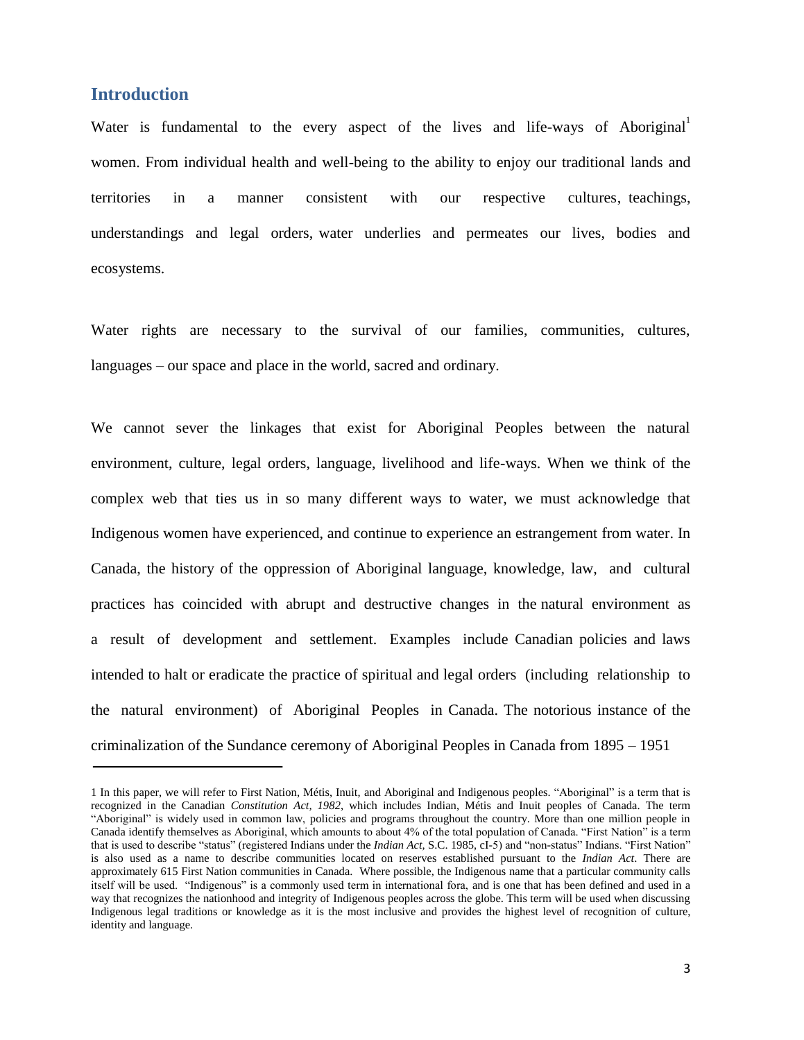## Introduction

Water is fundamental to the every aspect of the lives and life-ways of Aboriginal[1] women. From individual health and well-being to the ability to enjoy our traditional lands and territories in a manner consistent with our respective cultures, teachings, understandings and legal orders, water underlies and permeates our lives, bodies and ecosystems.

Water rights are necessary to the survival of our families, communities, cultures, languages – our space and place in the world, sacred and ordinary.

We cannot sever the linkages that exist for Aboriginal Peoples between the natural environment, culture, legal orders, language, livelihood and life-ways. When we think of the complex web that ties us in so many different ways to water, we must acknowledge that Indigenous women have experienced, and continue to experience an estrangement from water. In Canada, the history of the oppression of Aboriginal language, knowledge, law, and cultural practices has coincided with abrupt and destructive changes in the natural environment as a result of development and settlement. Examples include Canadian policies and laws intended to halt or eradicate the practice of spiritual and legal orders (including relationship to the natural environment) of Aboriginal Peoples in Canada. The notorious instance of the criminalization of the Sundance ceremony of Aboriginal Peoples in Canada from 1895 – 1951

---

1 In this paper, we will refer to First Nation, Métis, Inuit, and Aboriginal and Indigenous peoples. "Aboriginal" is a term that is recognized in the Canadian *Constitution Act, 1982*, which includes Indian, Métis and Inuit peoples of Canada. The term "Aboriginal" is widely used in common law, policies and programs throughout the country. More than one million people in Canada identify themselves as Aboriginal, which amounts to about 4% of the total population of Canada. "First Nation" is a term that is used to describe "status" (registered Indians under the *Indian Act,* S.C. 1985, cI-5) and "non-status" Indians. "First Nation" is also used as a name to describe communities located on reserves established pursuant to the *Indian Act*. There are approximately 615 First Nation communities in Canada. Where possible, the Indigenous name that a particular community calls itself will be used. "Indigenous" is a commonly used term in international fora, and is one that has been defined and used in a way that recognizes the nationhood and integrity of Indigenous peoples across the globe. This term will be used when discussing Indigenous legal traditions or knowledge as it is the most inclusive and provides the highest level of recognition of culture, identity and language.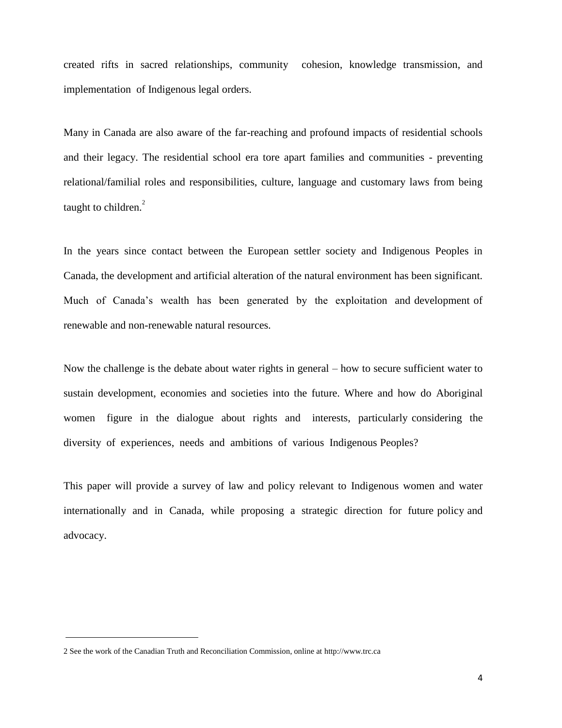created rifts in sacred relationships, community cohesion, knowledge transmission, and implementation of Indigenous legal orders.

Many in Canada are also aware of the far-reaching and profound impacts of residential schools and their legacy. The residential school era tore apart families and communities - preventing relational/familial roles and responsibilities, culture, language and customary laws from being taught to children.[2]

In the years since contact between the European settler society and Indigenous Peoples in Canada, the development and artificial alteration of the natural environment has been significant. Much of Canada's wealth has been generated by the exploitation and development of renewable and non-renewable natural resources.

Now the challenge is the debate about water rights in general – how to secure sufficient water to sustain development, economies and societies into the future. Where and how do Aboriginal women figure in the dialogue about rights and interests, particularly considering the diversity of experiences, needs and ambitions of various Indigenous Peoples?

This paper will provide a survey of law and policy relevant to Indigenous women and water internationally and in Canada, while proposing a strategic direction for future policy and advocacy.

---

2 See the work of the Canadian Truth and Reconciliation Commission, online at http://www.trc.ca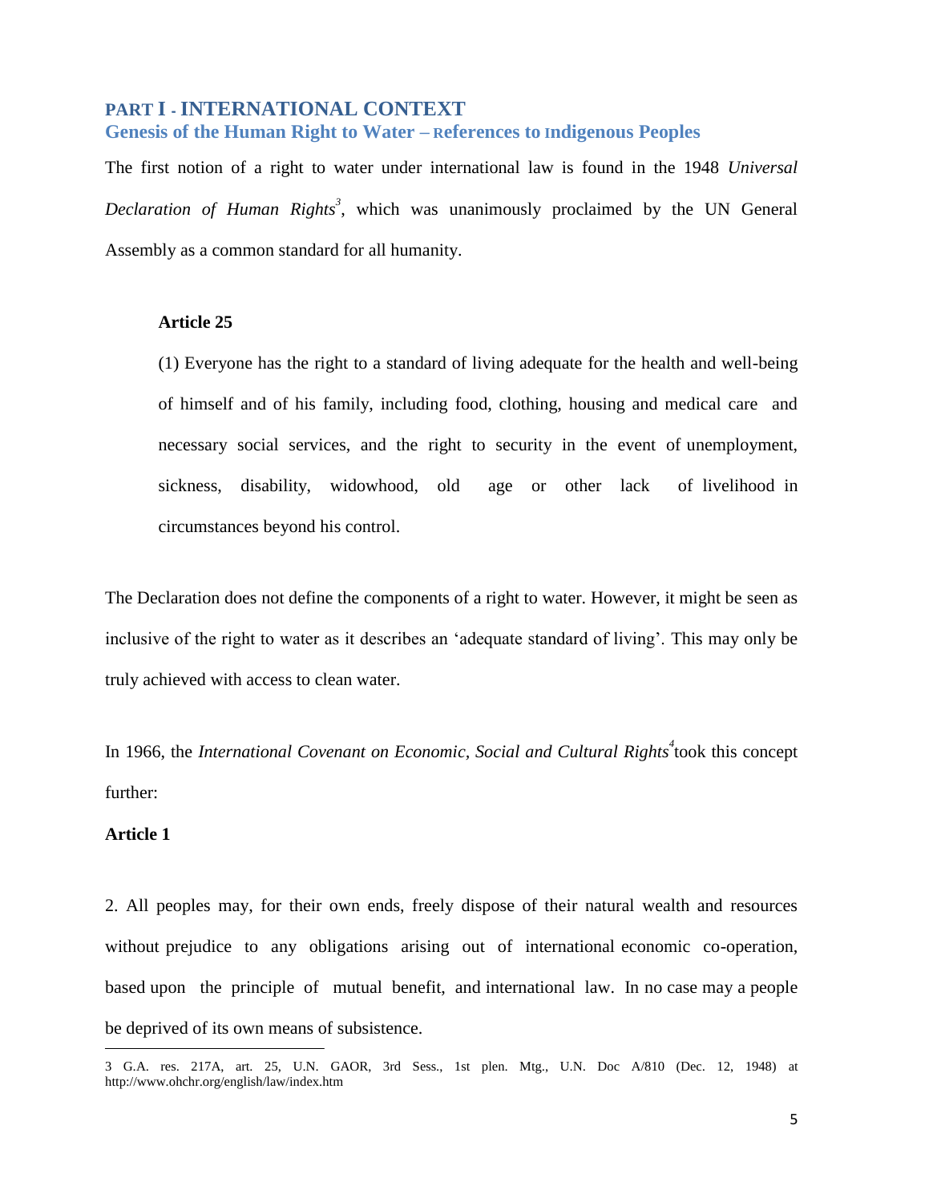## PART I - INTERNATIONAL CONTEXT

### Genesis of the Human Right to Water – References to Indigenous Peoples

The first notion of a right to water under international law is found in the 1948 *Universal Declaration of Human Rights*[3], which was unanimously proclaimed by the UN General Assembly as a common standard for all humanity.

> **Article 25**
>
> (1) Everyone has the right to a standard of living adequate for the health and well-being of himself and of his family, including food, clothing, housing and medical care and necessary social services, and the right to security in the event of unemployment, sickness, disability, widowhood, old age or other lack of livelihood in circumstances beyond his control.

The Declaration does not define the components of a right to water. However, it might be seen as inclusive of the right to water as it describes an 'adequate standard of living'. This may only be truly achieved with access to clean water.

In 1966, the *International Covenant on Economic, Social and Cultural Rights*[4] took this concept further:

**Article 1**

2. All peoples may, for their own ends, freely dispose of their natural wealth and resources without prejudice to any obligations arising out of international economic co-operation, based upon the principle of mutual benefit, and international law. In no case may a people be deprived of its own means of subsistence.

---

3 G.A. res. 217A, art. 25, U.N. GAOR, 3rd Sess., 1st plen. Mtg., U.N. Doc A/810 (Dec. 12, 1948) at http://www.ohchr.org/english/law/index.htm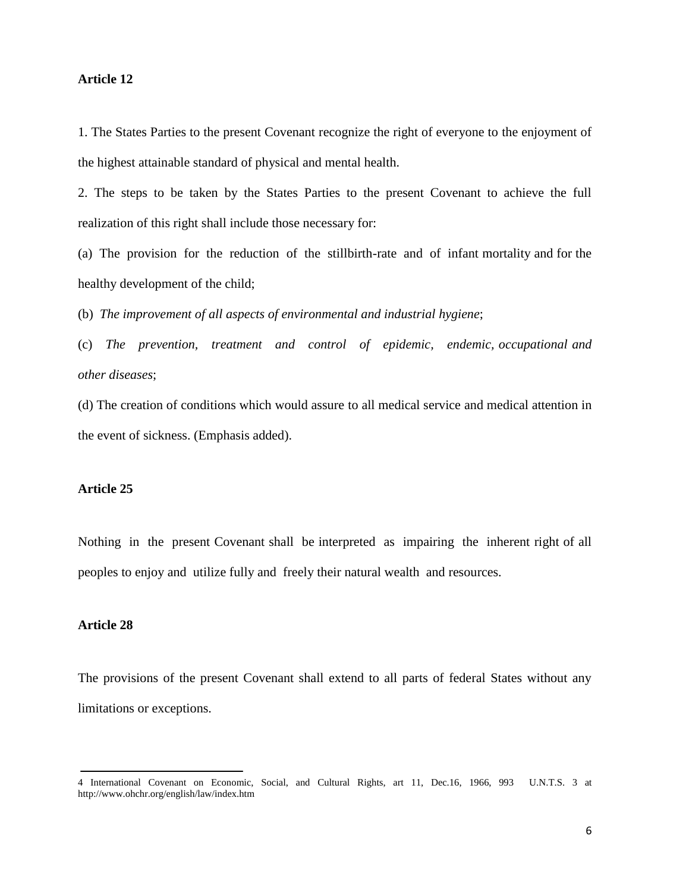**Article 12**

1. The States Parties to the present Covenant recognize the right of everyone to the enjoyment of the highest attainable standard of physical and mental health.

2. The steps to be taken by the States Parties to the present Covenant to achieve the full realization of this right shall include those necessary for:

(a) The provision for the reduction of the stillbirth-rate and of infant mortality and for the healthy development of the child;

(b) *The improvement of all aspects of environmental and industrial hygiene*;

(c) *The prevention, treatment and control of epidemic, endemic, occupational and other diseases*;

(d) The creation of conditions which would assure to all medical service and medical attention in the event of sickness. (Emphasis added).

**Article 25**

Nothing in the present Covenant shall be interpreted as impairing the inherent right of all peoples to enjoy and utilize fully and freely their natural wealth and resources.

**Article 28**

The provisions of the present Covenant shall extend to all parts of federal States without any limitations or exceptions.

---

4 International Covenant on Economic, Social, and Cultural Rights, art 11, Dec.16, 1966, 993 U.N.T.S. 3 at http://www.ohchr.org/english/law/index.htm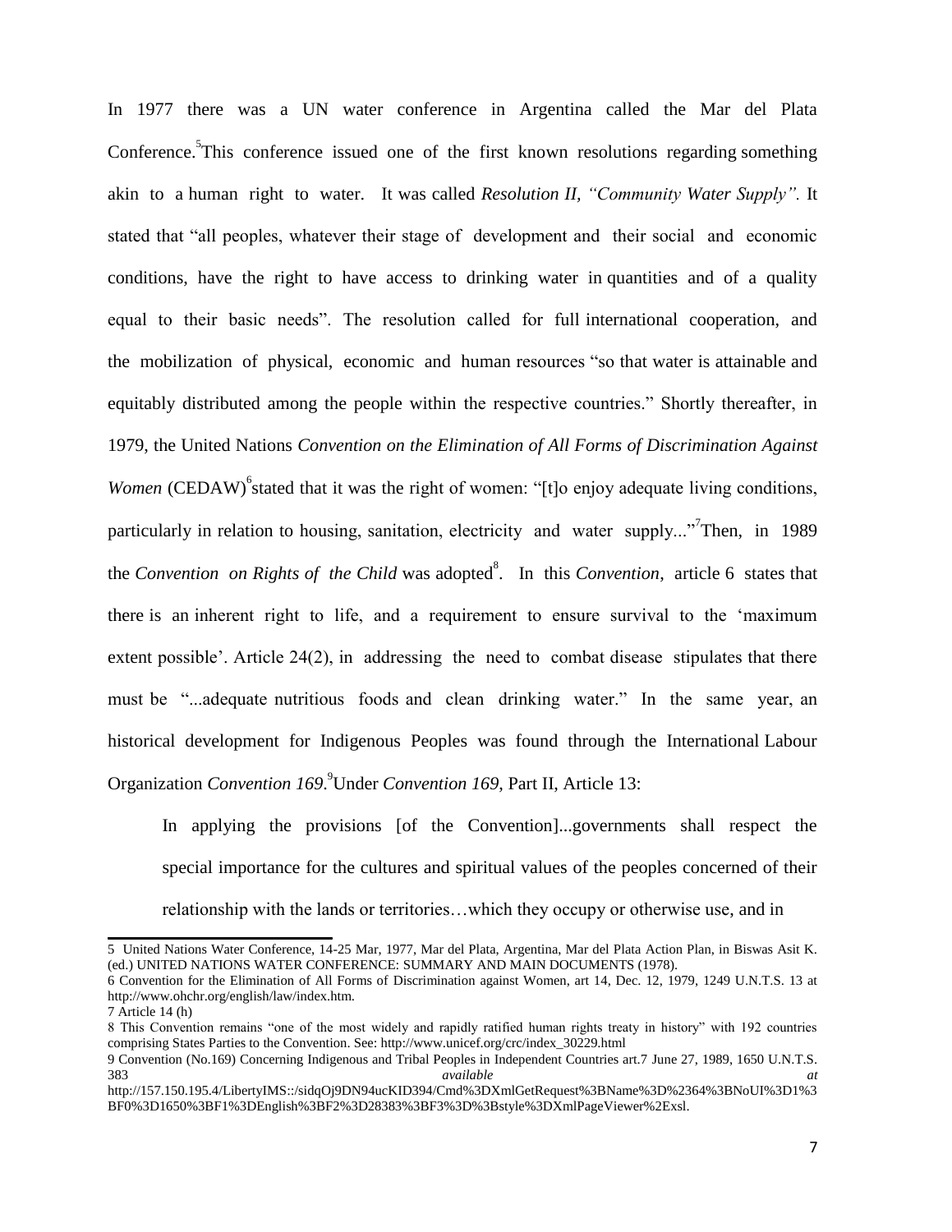In 1977 there was a UN water conference in Argentina called the Mar del Plata Conference.[5] This conference issued one of the first known resolutions regarding something akin to a human right to water. It was called *Resolution II, "Community Water Supply".* It stated that "all peoples, whatever their stage of development and their social and economic conditions, have the right to have access to drinking water in quantities and of a quality equal to their basic needs". The resolution called for full international cooperation, and the mobilization of physical, economic and human resources "so that water is attainable and equitably distributed among the people within the respective countries." Shortly thereafter, in 1979, the United Nations *Convention on the Elimination of All Forms of Discrimination Against Women* (CEDAW)[6] stated that it was the right of women: "[t]o enjoy adequate living conditions, particularly in relation to housing, sanitation, electricity and water supply..."[7] Then, in 1989 the *Convention on Rights of the Child* was adopted[8]. In this *Convention*, article 6 states that there is an inherent right to life, and a requirement to ensure survival to the 'maximum extent possible'. Article 24(2), in addressing the need to combat disease stipulates that there must be "...adequate nutritious foods and clean drinking water." In the same year, an historical development for Indigenous Peoples was found through the International Labour Organization *Convention 169*.[9] Under *Convention 169*, Part II, Article 13:

> In applying the provisions [of the Convention]...governments shall respect the special importance for the cultures and spiritual values of the peoples concerned of their relationship with the lands or territories…which they occupy or otherwise use, and in

---

5 United Nations Water Conference, 14-25 Mar, 1977, Mar del Plata, Argentina, Mar del Plata Action Plan, in Biswas Asit K. (ed.) UNITED NATIONS WATER CONFERENCE: SUMMARY AND MAIN DOCUMENTS (1978).

6 Convention for the Elimination of All Forms of Discrimination against Women, art 14, Dec. 12, 1979, 1249 U.N.T.S. 13 at http://www.ohchr.org/english/law/index.htm.

7 Article 14 (h)

8 This Convention remains "one of the most widely and rapidly ratified human rights treaty in history" with 192 countries comprising States Parties to the Convention. See: http://www.unicef.org/crc/index_30229.html

9 Convention (No.169) Concerning Indigenous and Tribal Peoples in Independent Countries art.7 June 27, 1989, 1650 U.N.T.S. 383 *available at* http://157.150.195.4/LibertyIMS::/sidqOj9DN94ucKID394/Cmd%3DXmlGetRequest%3BName%3D%2364%3BNoUI%3D1%3BF0%3D1650%3BF1%3DEnglish%3BF2%3D28383%3BF3%3D%3Bstyle%3DXmlPageViewer%2Exsl.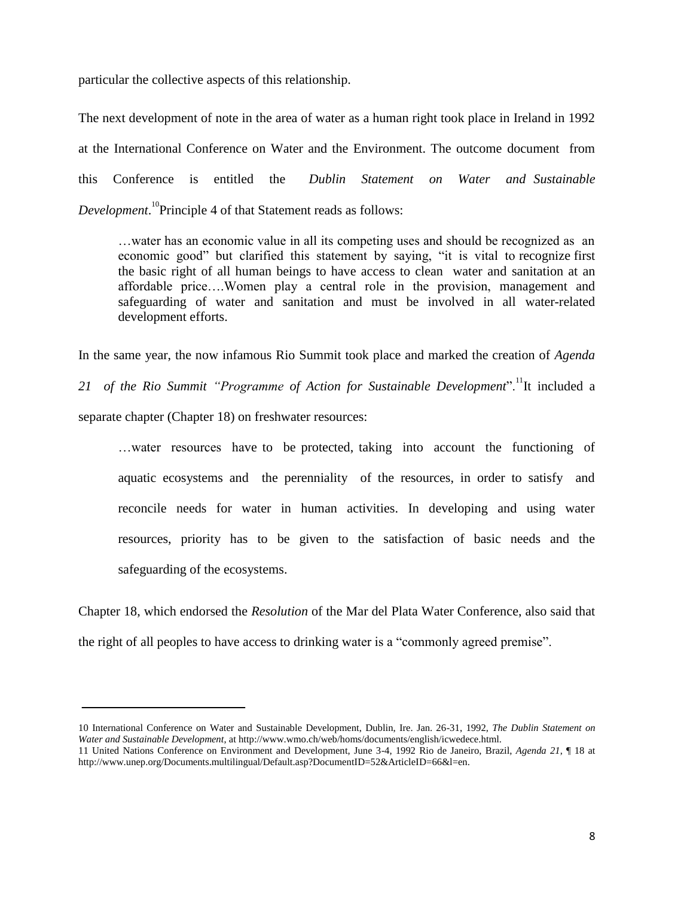particular the collective aspects of this relationship.

The next development of note in the area of water as a human right took place in Ireland in 1992 at the International Conference on Water and the Environment. The outcome document from this Conference is entitled the *Dublin Statement on Water and Sustainable Development*.[10] Principle 4 of that Statement reads as follows:

> …water has an economic value in all its competing uses and should be recognized as an economic good" but clarified this statement by saying, "it is vital to recognize first the basic right of all human beings to have access to clean water and sanitation at an affordable price….Women play a central role in the provision, management and safeguarding of water and sanitation and must be involved in all water-related development efforts.

In the same year, the now infamous Rio Summit took place and marked the creation of *Agenda 21 of the Rio Summit "Programme of Action for Sustainable Development*".[11] It included a separate chapter (Chapter 18) on freshwater resources:

> …water resources have to be protected, taking into account the functioning of aquatic ecosystems and the perenniality of the resources, in order to satisfy and reconcile needs for water in human activities. In developing and using water resources, priority has to be given to the satisfaction of basic needs and the safeguarding of the ecosystems.

Chapter 18, which endorsed the *Resolution* of the Mar del Plata Water Conference, also said that the right of all peoples to have access to drinking water is a "commonly agreed premise".

---

10 International Conference on Water and Sustainable Development, Dublin, Ire. Jan. 26-31, 1992, *The Dublin Statement on Water and Sustainable Development*, at http://www.wmo.ch/web/homs/documents/english/icwedece.html.

11 United Nations Conference on Environment and Development, June 3-4, 1992 Rio de Janeiro, Brazil, *Agenda 21*, ¶ 18 at http://www.unep.org/Documents.multilingual/Default.asp?DocumentID=52&ArticleID=66&l=en.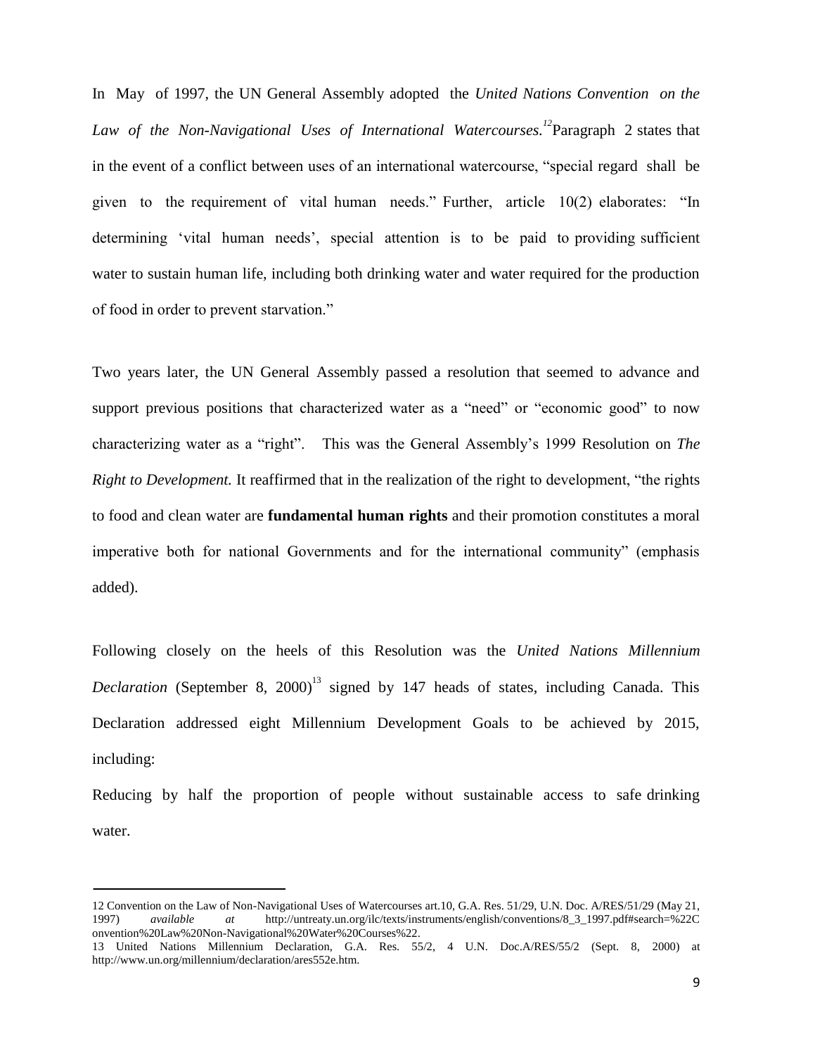In May of 1997, the UN General Assembly adopted the *United Nations Convention on the Law of the Non-Navigational Uses of International Watercourses.*[12] Paragraph 2 states that in the event of a conflict between uses of an international watercourse, "special regard shall be given to the requirement of vital human needs." Further, article 10(2) elaborates: "In determining 'vital human needs', special attention is to be paid to providing sufficient water to sustain human life, including both drinking water and water required for the production of food in order to prevent starvation."

Two years later, the UN General Assembly passed a resolution that seemed to advance and support previous positions that characterized water as a "need" or "economic good" to now characterizing water as a "right". This was the General Assembly's 1999 Resolution on *The Right to Development.* It reaffirmed that in the realization of the right to development, "the rights to food and clean water are **fundamental human rights** and their promotion constitutes a moral imperative both for national Governments and for the international community" (emphasis added).

Following closely on the heels of this Resolution was the *United Nations Millennium Declaration* (September 8, 2000)[13] signed by 147 heads of states, including Canada. This Declaration addressed eight Millennium Development Goals to be achieved by 2015, including:

Reducing by half the proportion of people without sustainable access to safe drinking water.

---

12 Convention on the Law of Non-Navigational Uses of Watercourses art.10, G.A. Res. 51/29, U.N. Doc. A/RES/51/29 (May 21, 1997) *available at* http://untreaty.un.org/ilc/texts/instruments/english/conventions/8_3_1997.pdf#search=%22Convention%20Law%20Non-Navigational%20Water%20Courses%22.

13 United Nations Millennium Declaration, G.A. Res. 55/2, 4 U.N. Doc.A/RES/55/2 (Sept. 8, 2000) at http://www.un.org/millennium/declaration/ares552e.htm.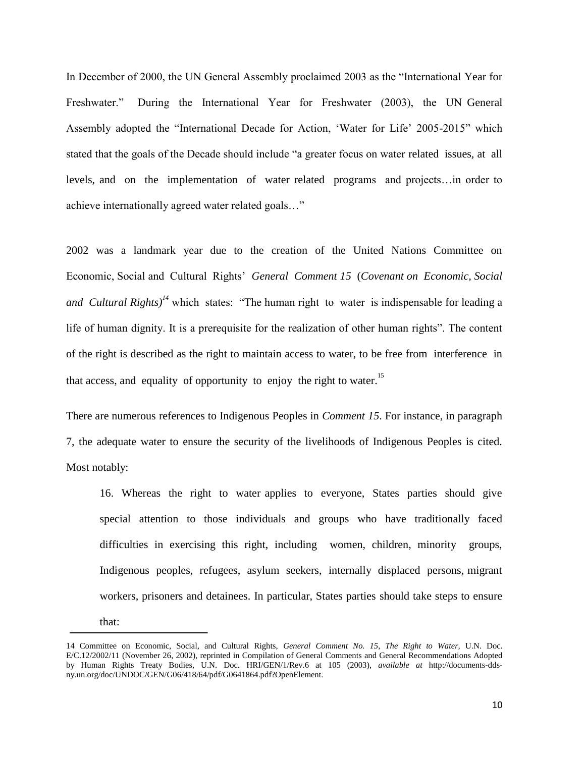In December of 2000, the UN General Assembly proclaimed 2003 as the "International Year for Freshwater." During the International Year for Freshwater (2003), the UN General Assembly adopted the "International Decade for Action, 'Water for Life' 2005-2015" which stated that the goals of the Decade should include "a greater focus on water related issues, at all levels, and on the implementation of water related programs and projects…in order to achieve internationally agreed water related goals…"

2002 was a landmark year due to the creation of the United Nations Committee on Economic, Social and Cultural Rights' *General Comment 15* (*Covenant on Economic, Social and Cultural Rights)*[14] which states: "The human right to water is indispensable for leading a life of human dignity. It is a prerequisite for the realization of other human rights". The content of the right is described as the right to maintain access to water, to be free from interference in that access, and equality of opportunity to enjoy the right to water.[15]

There are numerous references to Indigenous Peoples in *Comment 15*. For instance, in paragraph 7, the adequate water to ensure the security of the livelihoods of Indigenous Peoples is cited. Most notably:

> 16. Whereas the right to water applies to everyone, States parties should give special attention to those individuals and groups who have traditionally faced difficulties in exercising this right, including women, children, minority groups, Indigenous peoples, refugees, asylum seekers, internally displaced persons, migrant workers, prisoners and detainees. In particular, States parties should take steps to ensure that:

---

14 Committee on Economic, Social, and Cultural Rights, *General Comment No. 15, The Right to Water,* U.N. Doc. E/C.12/2002/11 (November 26, 2002), reprinted in Compilation of General Comments and General Recommendations Adopted by Human Rights Treaty Bodies, U.N. Doc. HRI/GEN/1/Rev.6 at 105 (2003), *available at* http://documents-dds-ny.un.org/doc/UNDOC/GEN/G06/418/64/pdf/G0641864.pdf?OpenElement.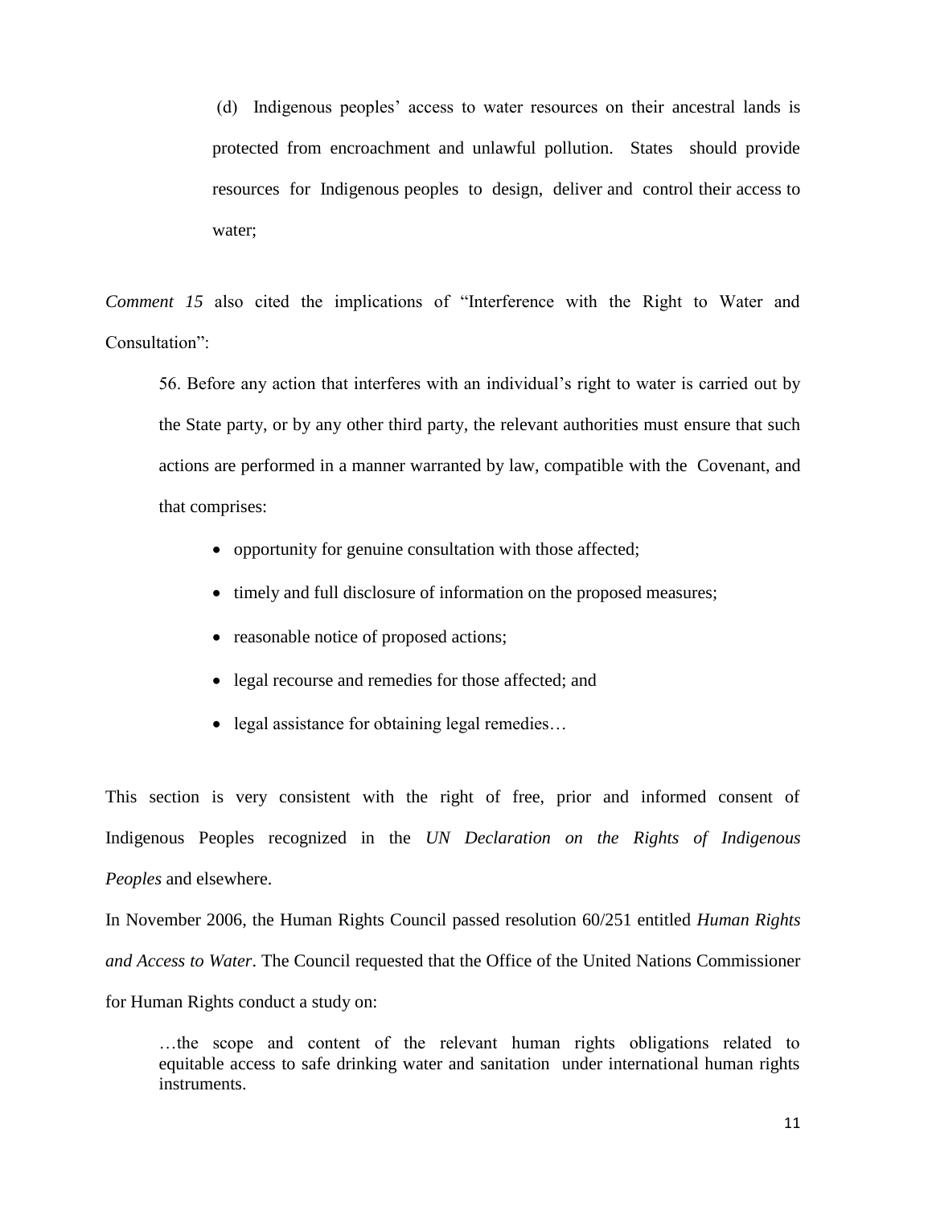> (d) Indigenous peoples' access to water resources on their ancestral lands is protected from encroachment and unlawful pollution. States should provide resources for Indigenous peoples to design, deliver and control their access to water;

*Comment 15* also cited the implications of "Interference with the Right to Water and Consultation":

> 56. Before any action that interferes with an individual's right to water is carried out by the State party, or by any other third party, the relevant authorities must ensure that such actions are performed in a manner warranted by law, compatible with the Covenant, and that comprises:
>
> - opportunity for genuine consultation with those affected;
> - timely and full disclosure of information on the proposed measures;
> - reasonable notice of proposed actions;
> - legal recourse and remedies for those affected; and
> - legal assistance for obtaining legal remedies…

This section is very consistent with the right of free, prior and informed consent of Indigenous Peoples recognized in the *UN Declaration on the Rights of Indigenous Peoples* and elsewhere.

In November 2006, the Human Rights Council passed resolution 60/251 entitled *Human Rights and Access to Water*. The Council requested that the Office of the United Nations Commissioner for Human Rights conduct a study on:

> …the scope and content of the relevant human rights obligations related to equitable access to safe drinking water and sanitation under international human rights instruments.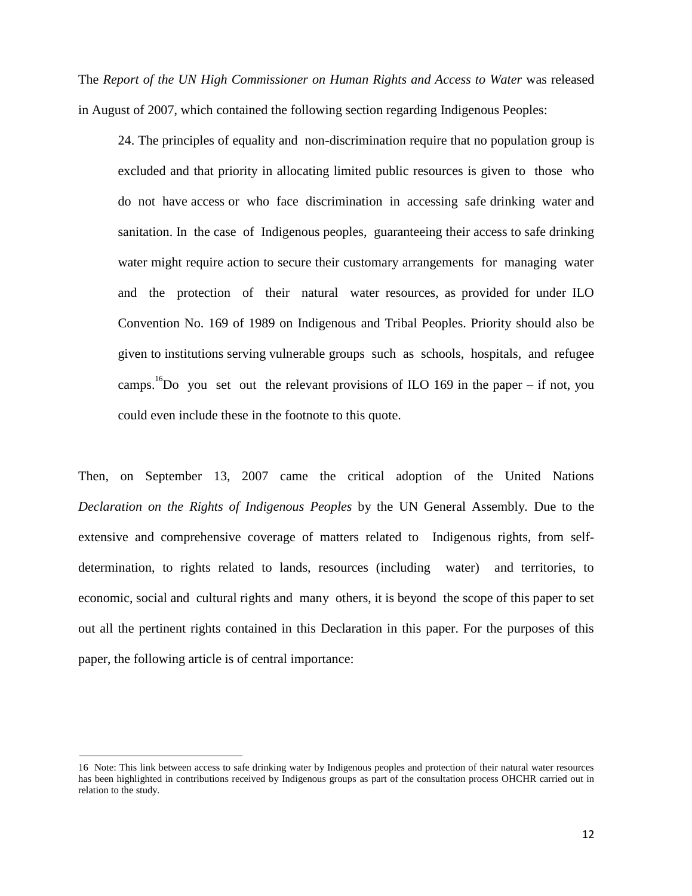The *Report of the UN High Commissioner on Human Rights and Access to Water* was released in August of 2007, which contained the following section regarding Indigenous Peoples:

> 24. The principles of equality and non-discrimination require that no population group is excluded and that priority in allocating limited public resources is given to those who do not have access or who face discrimination in accessing safe drinking water and sanitation. In the case of Indigenous peoples, guaranteeing their access to safe drinking water might require action to secure their customary arrangements for managing water and the protection of their natural water resources, as provided for under ILO Convention No. 169 of 1989 on Indigenous and Tribal Peoples. Priority should also be given to institutions serving vulnerable groups such as schools, hospitals, and refugee camps.[16]Do you set out the relevant provisions of ILO 169 in the paper – if not, you could even include these in the footnote to this quote.

Then, on September 13, 2007 came the critical adoption of the United Nations *Declaration on the Rights of Indigenous Peoples* by the UN General Assembly. Due to the extensive and comprehensive coverage of matters related to Indigenous rights, from self-determination, to rights related to lands, resources (including water) and territories, to economic, social and cultural rights and many others, it is beyond the scope of this paper to set out all the pertinent rights contained in this Declaration in this paper. For the purposes of this paper, the following article is of central importance:

---

16 Note: This link between access to safe drinking water by Indigenous peoples and protection of their natural water resources has been highlighted in contributions received by Indigenous groups as part of the consultation process OHCHR carried out in relation to the study.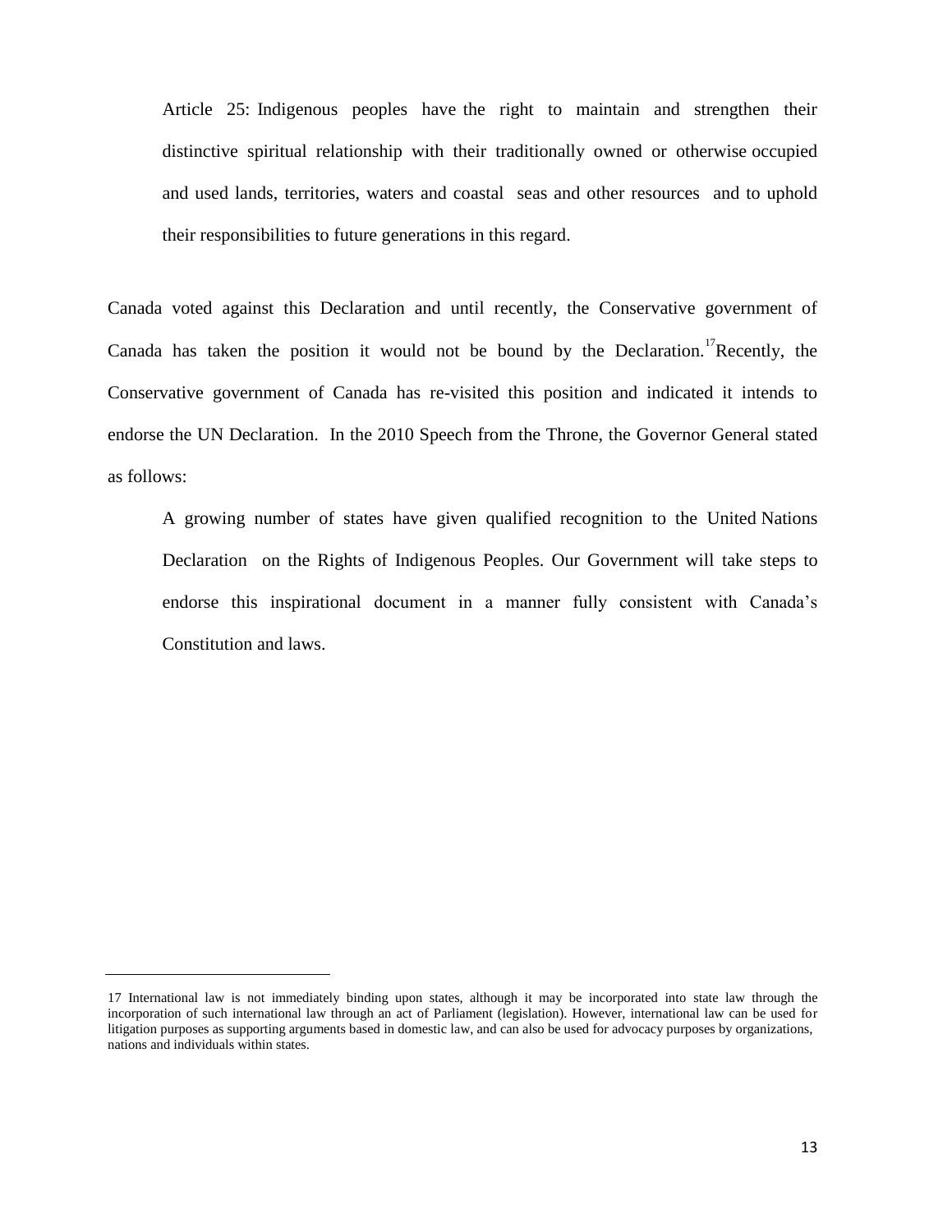> Article 25: Indigenous peoples have the right to maintain and strengthen their distinctive spiritual relationship with their traditionally owned or otherwise occupied and used lands, territories, waters and coastal seas and other resources and to uphold their responsibilities to future generations in this regard.

Canada voted against this Declaration and until recently, the Conservative government of Canada has taken the position it would not be bound by the Declaration.[17] Recently, the Conservative government of Canada has re-visited this position and indicated it intends to endorse the UN Declaration. In the 2010 Speech from the Throne, the Governor General stated as follows:

> A growing number of states have given qualified recognition to the United Nations Declaration on the Rights of Indigenous Peoples. Our Government will take steps to endorse this inspirational document in a manner fully consistent with Canada's Constitution and laws.

---

17 International law is not immediately binding upon states, although it may be incorporated into state law through the incorporation of such international law through an act of Parliament (legislation). However, international law can be used for litigation purposes as supporting arguments based in domestic law, and can also be used for advocacy purposes by organizations, nations and individuals within states.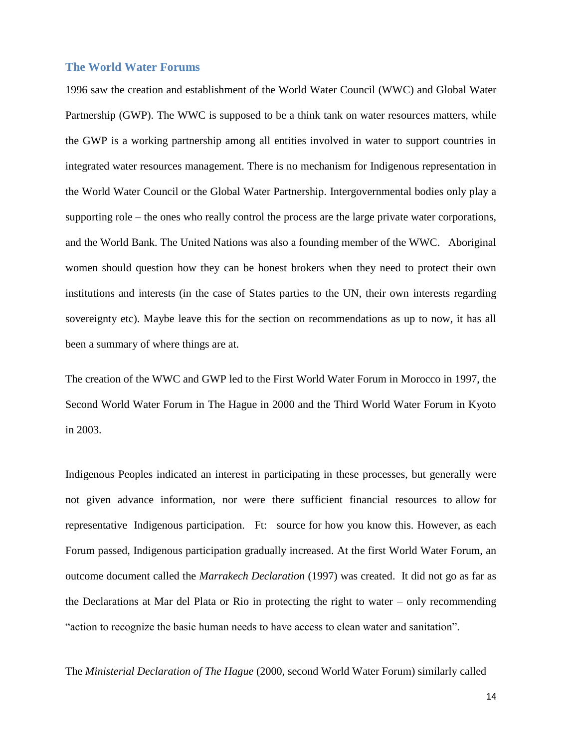## The World Water Forums

1996 saw the creation and establishment of the World Water Council (WWC) and Global Water Partnership (GWP). The WWC is supposed to be a think tank on water resources matters, while the GWP is a working partnership among all entities involved in water to support countries in integrated water resources management. There is no mechanism for Indigenous representation in the World Water Council or the Global Water Partnership. Intergovernmental bodies only play a supporting role – the ones who really control the process are the large private water corporations, and the World Bank. The United Nations was also a founding member of the WWC. Aboriginal women should question how they can be honest brokers when they need to protect their own institutions and interests (in the case of States parties to the UN, their own interests regarding sovereignty etc). Maybe leave this for the section on recommendations as up to now, it has all been a summary of where things are at.

The creation of the WWC and GWP led to the First World Water Forum in Morocco in 1997, the Second World Water Forum in The Hague in 2000 and the Third World Water Forum in Kyoto in 2003.

Indigenous Peoples indicated an interest in participating in these processes, but generally were not given advance information, nor were there sufficient financial resources to allow for representative Indigenous participation. Ft: source for how you know this. However, as each Forum passed, Indigenous participation gradually increased. At the first World Water Forum, an outcome document called the *Marrakech Declaration* (1997) was created. It did not go as far as the Declarations at Mar del Plata or Rio in protecting the right to water – only recommending "action to recognize the basic human needs to have access to clean water and sanitation".

The *Ministerial Declaration of The Hague* (2000, second World Water Forum) similarly called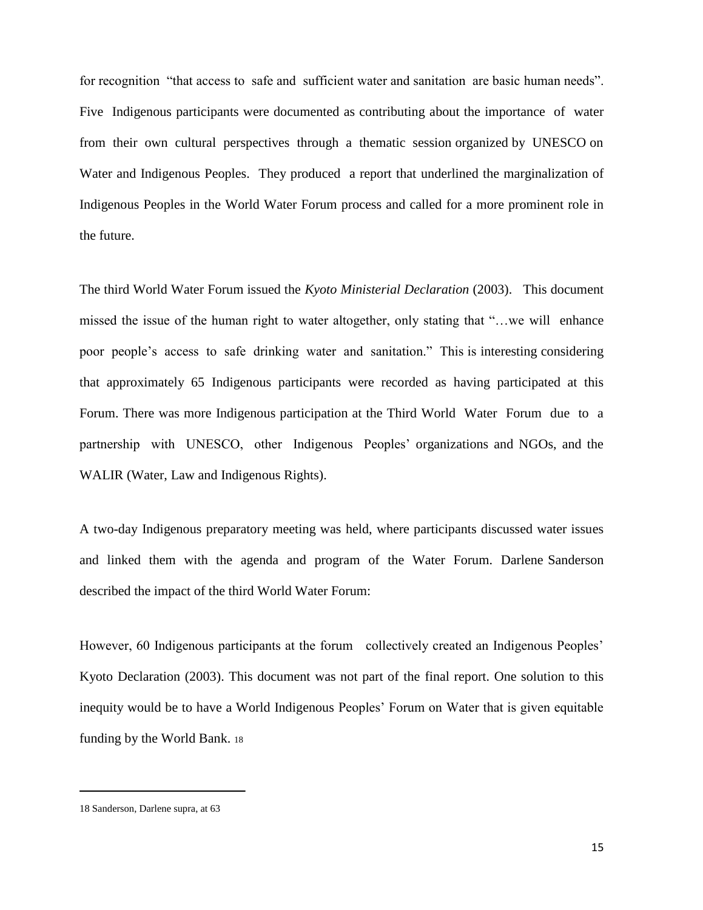for recognition "that access to safe and sufficient water and sanitation are basic human needs". Five Indigenous participants were documented as contributing about the importance of water from their own cultural perspectives through a thematic session organized by UNESCO on Water and Indigenous Peoples. They produced a report that underlined the marginalization of Indigenous Peoples in the World Water Forum process and called for a more prominent role in the future.

The third World Water Forum issued the *Kyoto Ministerial Declaration* (2003). This document missed the issue of the human right to water altogether, only stating that "…we will enhance poor people's access to safe drinking water and sanitation." This is interesting considering that approximately 65 Indigenous participants were recorded as having participated at this Forum. There was more Indigenous participation at the Third World Water Forum due to a partnership with UNESCO, other Indigenous Peoples' organizations and NGOs, and the WALIR (Water, Law and Indigenous Rights).

A two-day Indigenous preparatory meeting was held, where participants discussed water issues and linked them with the agenda and program of the Water Forum. Darlene Sanderson described the impact of the third World Water Forum:

However, 60 Indigenous participants at the forum collectively created an Indigenous Peoples' Kyoto Declaration (2003). This document was not part of the final report. One solution to this inequity would be to have a World Indigenous Peoples' Forum on Water that is given equitable funding by the World Bank. [18]

---

18 Sanderson, Darlene supra, at 63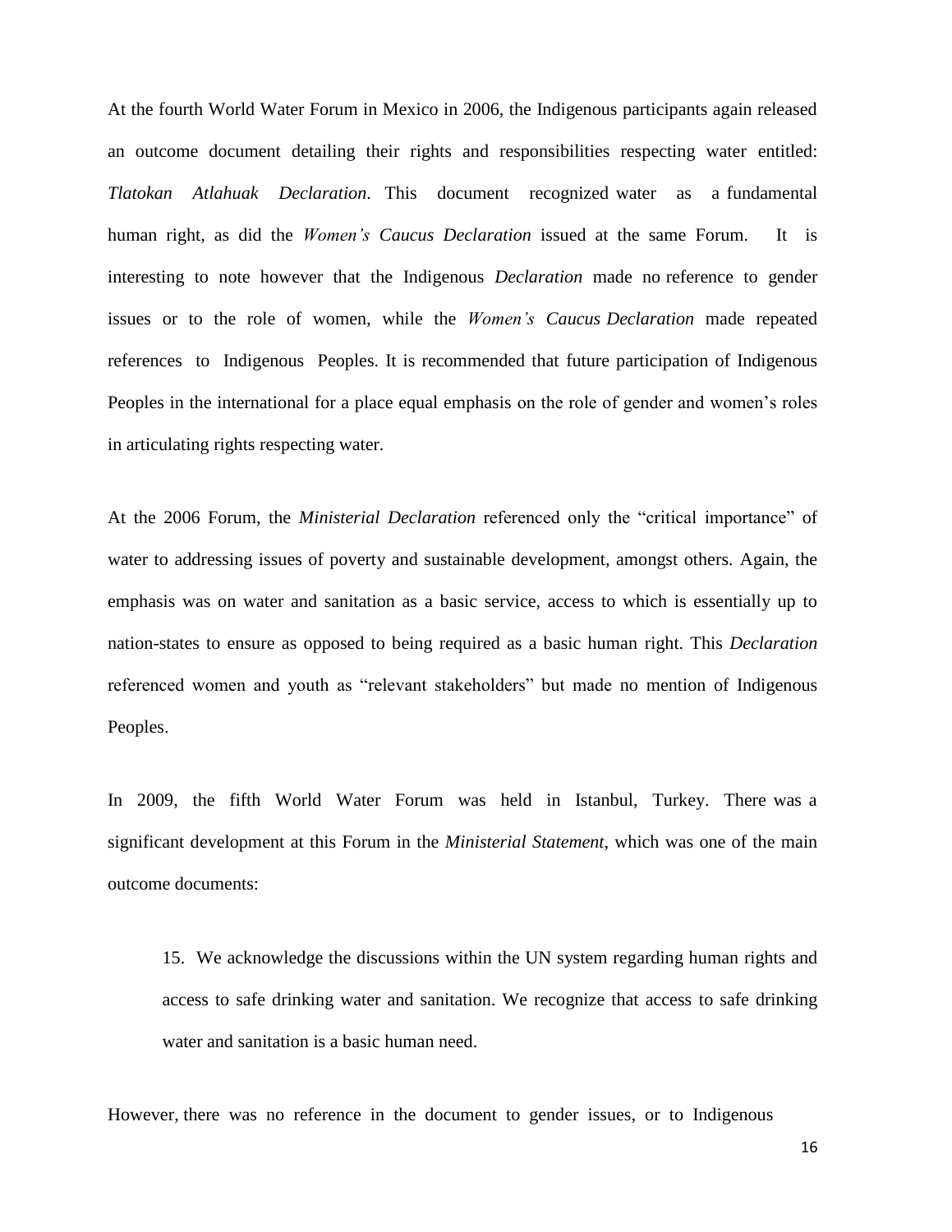At the fourth World Water Forum in Mexico in 2006, the Indigenous participants again released an outcome document detailing their rights and responsibilities respecting water entitled: *Tlatokan Atlahuak Declaration*. This document recognized water as a fundamental human right, as did the *Women's Caucus Declaration* issued at the same Forum. It is interesting to note however that the Indigenous *Declaration* made no reference to gender issues or to the role of women, while the *Women's Caucus Declaration* made repeated references to Indigenous Peoples. It is recommended that future participation of Indigenous Peoples in the international for a place equal emphasis on the role of gender and women's roles in articulating rights respecting water.

At the 2006 Forum, the *Ministerial Declaration* referenced only the "critical importance" of water to addressing issues of poverty and sustainable development, amongst others. Again, the emphasis was on water and sanitation as a basic service, access to which is essentially up to nation-states to ensure as opposed to being required as a basic human right. This *Declaration* referenced women and youth as "relevant stakeholders" but made no mention of Indigenous Peoples.

In 2009, the fifth World Water Forum was held in Istanbul, Turkey. There was a significant development at this Forum in the *Ministerial Statement*, which was one of the main outcome documents:

> 15. We acknowledge the discussions within the UN system regarding human rights and access to safe drinking water and sanitation. We recognize that access to safe drinking water and sanitation is a basic human need.

However, there was no reference in the document to gender issues, or to Indigenous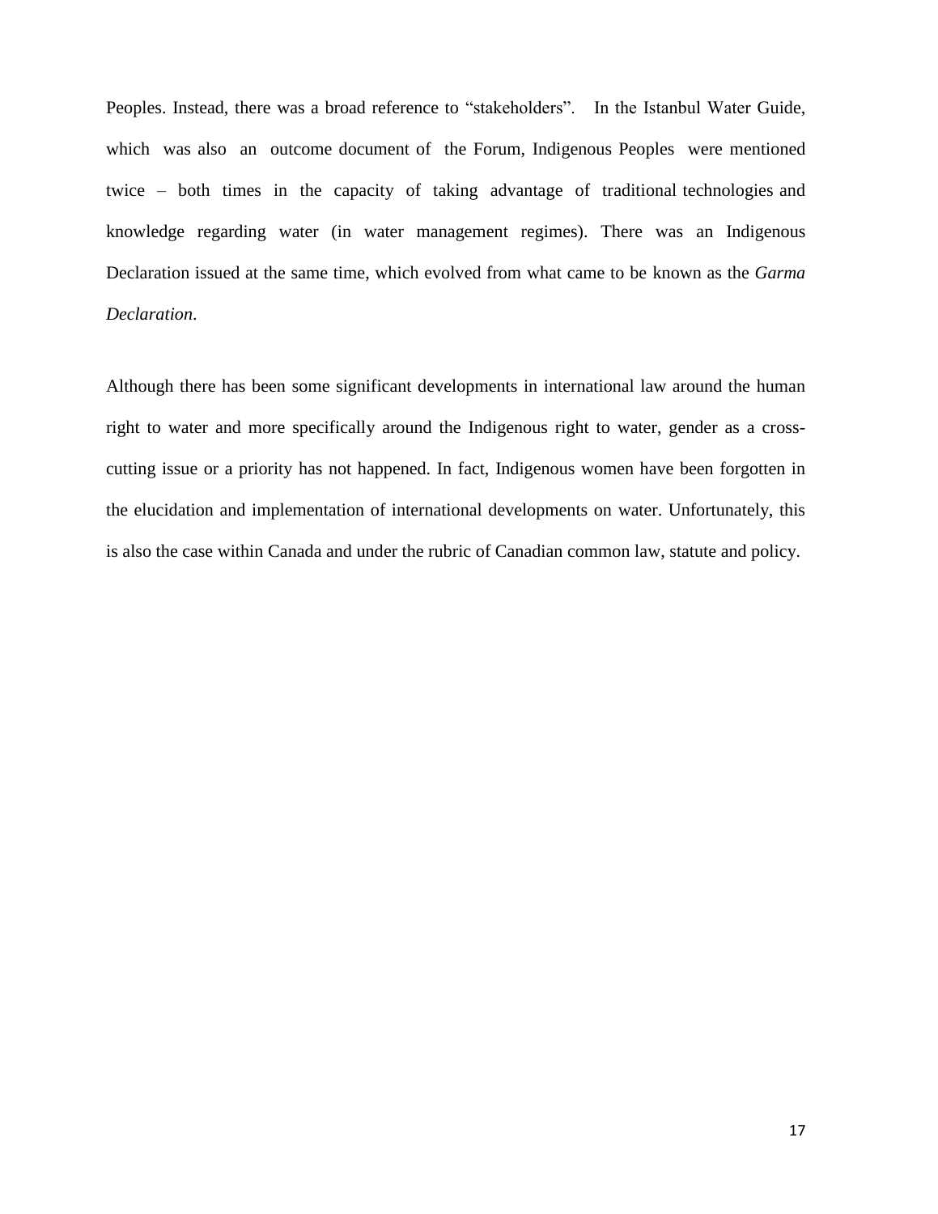Peoples. Instead, there was a broad reference to "stakeholders". In the Istanbul Water Guide, which was also an outcome document of the Forum, Indigenous Peoples were mentioned twice – both times in the capacity of taking advantage of traditional technologies and knowledge regarding water (in water management regimes). There was an Indigenous Declaration issued at the same time, which evolved from what came to be known as the *Garma Declaration*.

Although there has been some significant developments in international law around the human right to water and more specifically around the Indigenous right to water, gender as a cross-cutting issue or a priority has not happened. In fact, Indigenous women have been forgotten in the elucidation and implementation of international developments on water. Unfortunately, this is also the case within Canada and under the rubric of Canadian common law, statute and policy.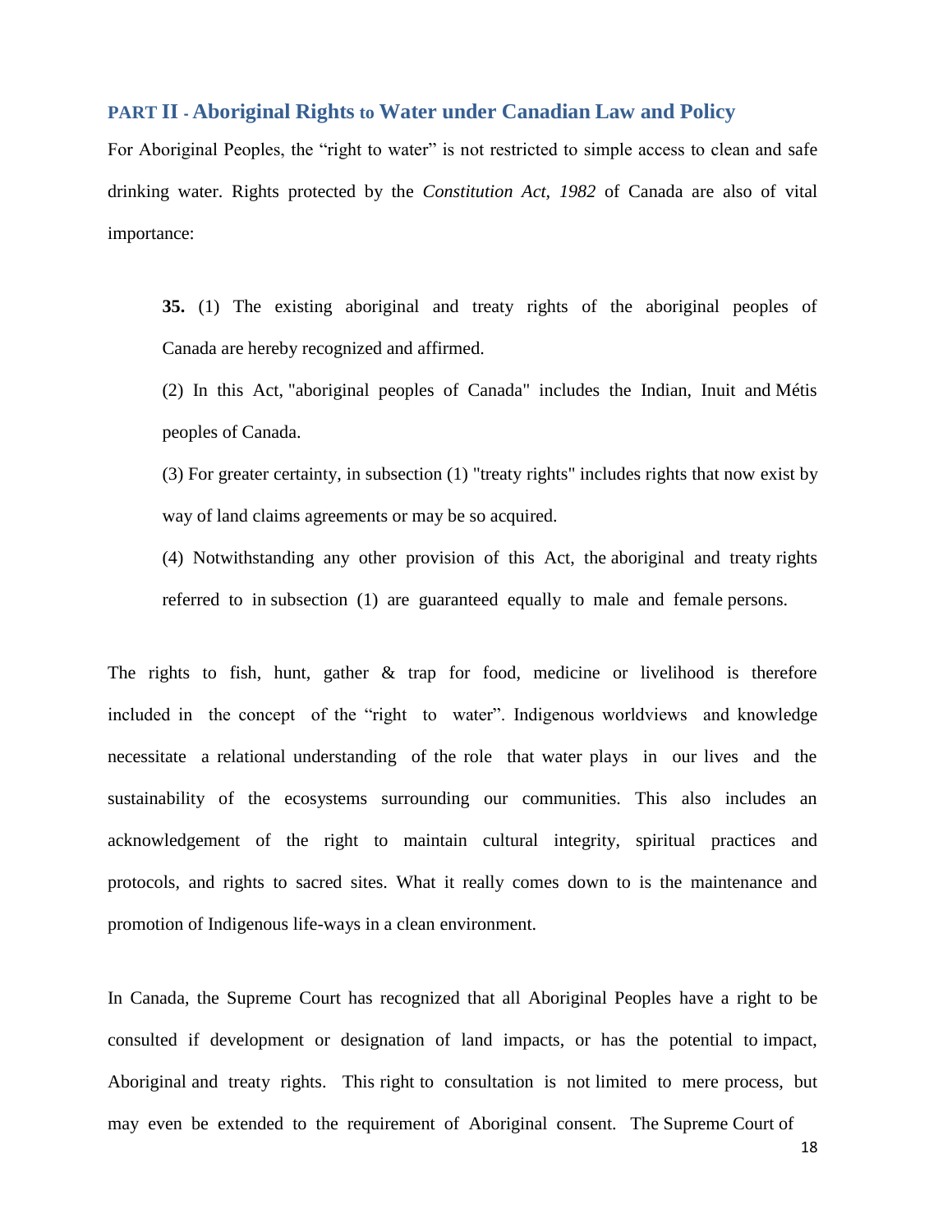## PART II - Aboriginal Rights to Water under Canadian Law and Policy

For Aboriginal Peoples, the "right to water" is not restricted to simple access to clean and safe drinking water. Rights protected by the *Constitution Act, 1982* of Canada are also of vital importance:

> **35.** (1) The existing aboriginal and treaty rights of the aboriginal peoples of Canada are hereby recognized and affirmed.
>
> (2) In this Act, "aboriginal peoples of Canada" includes the Indian, Inuit and Métis peoples of Canada.
>
> (3) For greater certainty, in subsection (1) "treaty rights" includes rights that now exist by way of land claims agreements or may be so acquired.
>
> (4) Notwithstanding any other provision of this Act, the aboriginal and treaty rights referred to in subsection (1) are guaranteed equally to male and female persons.

The rights to fish, hunt, gather & trap for food, medicine or livelihood is therefore included in the concept of the "right to water". Indigenous worldviews and knowledge necessitate a relational understanding of the role that water plays in our lives and the sustainability of the ecosystems surrounding our communities. This also includes an acknowledgement of the right to maintain cultural integrity, spiritual practices and protocols, and rights to sacred sites. What it really comes down to is the maintenance and promotion of Indigenous life-ways in a clean environment.

In Canada, the Supreme Court has recognized that all Aboriginal Peoples have a right to be consulted if development or designation of land impacts, or has the potential to impact, Aboriginal and treaty rights. This right to consultation is not limited to mere process, but may even be extended to the requirement of Aboriginal consent. The Supreme Court of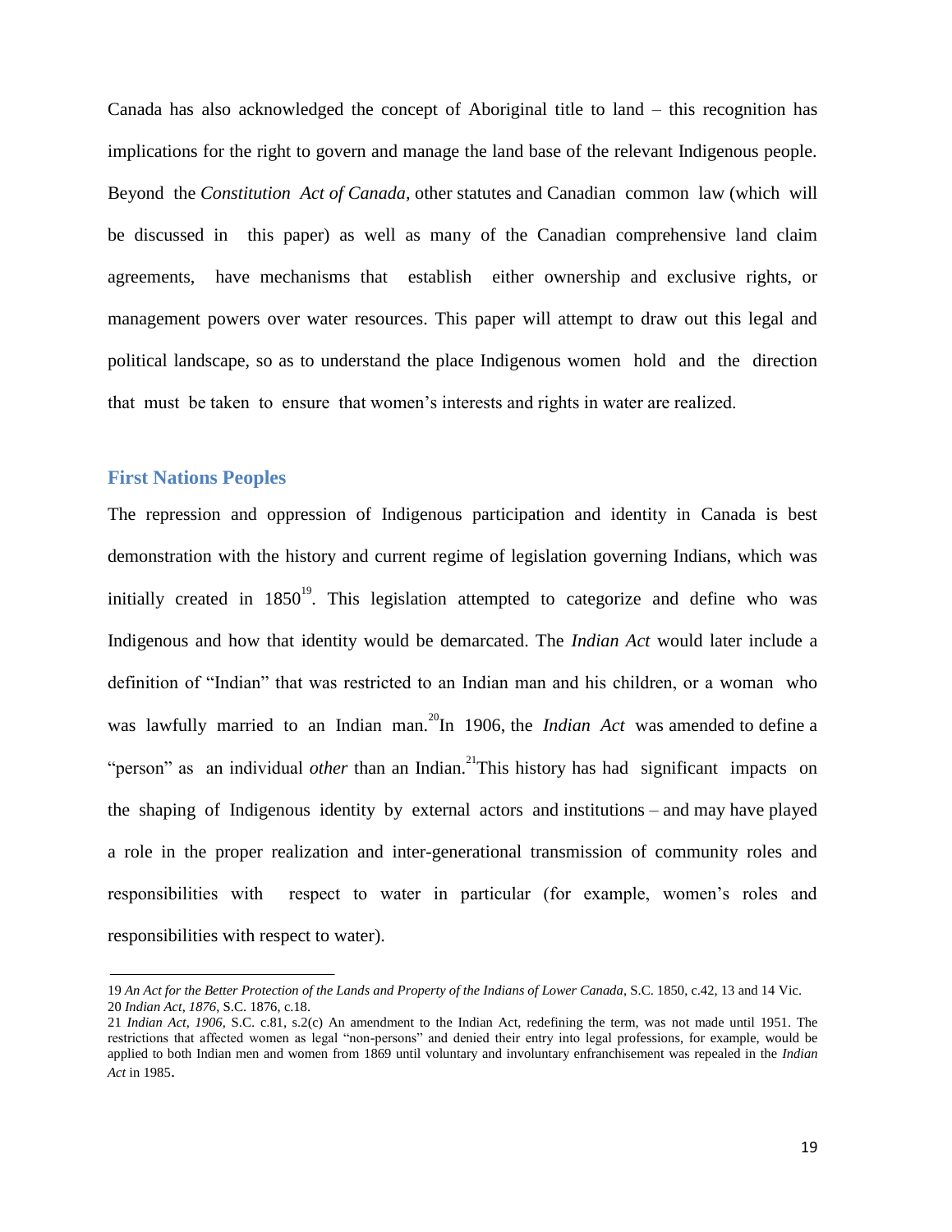Canada has also acknowledged the concept of Aboriginal title to land – this recognition has implications for the right to govern and manage the land base of the relevant Indigenous people. Beyond the *Constitution Act of Canada,* other statutes and Canadian common law (which will be discussed in this paper) as well as many of the Canadian comprehensive land claim agreements, have mechanisms that establish either ownership and exclusive rights, or management powers over water resources. This paper will attempt to draw out this legal and political landscape, so as to understand the place Indigenous women hold and the direction that must be taken to ensure that women's interests and rights in water are realized.

## First Nations Peoples

The repression and oppression of Indigenous participation and identity in Canada is best demonstration with the history and current regime of legislation governing Indians, which was initially created in 1850[19]. This legislation attempted to categorize and define who was Indigenous and how that identity would be demarcated. The *Indian Act* would later include a definition of "Indian" that was restricted to an Indian man and his children, or a woman who was lawfully married to an Indian man.[20] In 1906, the *Indian Act* was amended to define a "person" as an individual *other* than an Indian.[21] This history has had significant impacts on the shaping of Indigenous identity by external actors and institutions – and may have played a role in the proper realization and inter-generational transmission of community roles and responsibilities with respect to water in particular (for example, women's roles and responsibilities with respect to water).

---

19 *An Act for the Better Protection of the Lands and Property of the Indians of Lower Canada*, S.C. 1850, c.42, 13 and 14 Vic.

20 *Indian Act, 1876*, S.C. 1876, c.18.

21 *Indian Act, 1906*, S.C. c.81, s.2(c) An amendment to the Indian Act, redefining the term, was not made until 1951. The restrictions that affected women as legal "non-persons" and denied their entry into legal professions, for example, would be applied to both Indian men and women from 1869 until voluntary and involuntary enfranchisement was repealed in the *Indian Act* in 1985.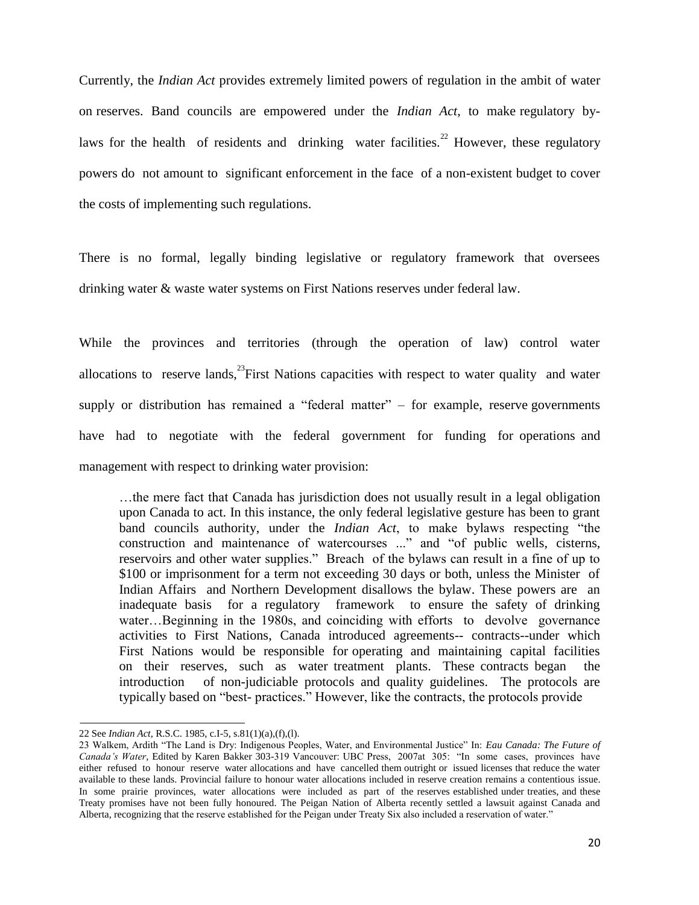Currently, the *Indian Act* provides extremely limited powers of regulation in the ambit of water on reserves. Band councils are empowered under the *Indian Act*, to make regulatory by-laws for the health of residents and drinking water facilities.[22] However, these regulatory powers do not amount to significant enforcement in the face of a non-existent budget to cover the costs of implementing such regulations.

There is no formal, legally binding legislative or regulatory framework that oversees drinking water & waste water systems on First Nations reserves under federal law.

While the provinces and territories (through the operation of law) control water allocations to reserve lands,[23] First Nations capacities with respect to water quality and water supply or distribution has remained a "federal matter" – for example, reserve governments have had to negotiate with the federal government for funding for operations and management with respect to drinking water provision:

> …the mere fact that Canada has jurisdiction does not usually result in a legal obligation upon Canada to act. In this instance, the only federal legislative gesture has been to grant band councils authority, under the *Indian Act*, to make bylaws respecting "the construction and maintenance of watercourses ..." and "of public wells, cisterns, reservoirs and other water supplies." Breach of the bylaws can result in a fine of up to $100 or imprisonment for a term not exceeding 30 days or both, unless the Minister of Indian Affairs and Northern Development disallows the bylaw. These powers are an inadequate basis for a regulatory framework to ensure the safety of drinking water…Beginning in the 1980s, and coinciding with efforts to devolve governance activities to First Nations, Canada introduced agreements-- contracts--under which First Nations would be responsible for operating and maintaining capital facilities on their reserves, such as water treatment plants. These contracts began the introduction of non-judiciable protocols and quality guidelines. The protocols are typically based on "best- practices." However, like the contracts, the protocols provide

---

22 See *Indian Act*, R.S.C. 1985, c.I-5, s.81(1)(a),(f),(l).

23 Walkem, Ardith "The Land is Dry: Indigenous Peoples, Water, and Environmental Justice" In: *Eau Canada: The Future of Canada's Water*, Edited by Karen Bakker 303-319 Vancouver: UBC Press, 2007at 305: "In some cases, provinces have either refused to honour reserve water allocations and have cancelled them outright or issued licenses that reduce the water available to these lands. Provincial failure to honour water allocations included in reserve creation remains a contentious issue. In some prairie provinces, water allocations were included as part of the reserves established under treaties, and these Treaty promises have not been fully honoured. The Peigan Nation of Alberta recently settled a lawsuit against Canada and Alberta, recognizing that the reserve established for the Peigan under Treaty Six also included a reservation of water."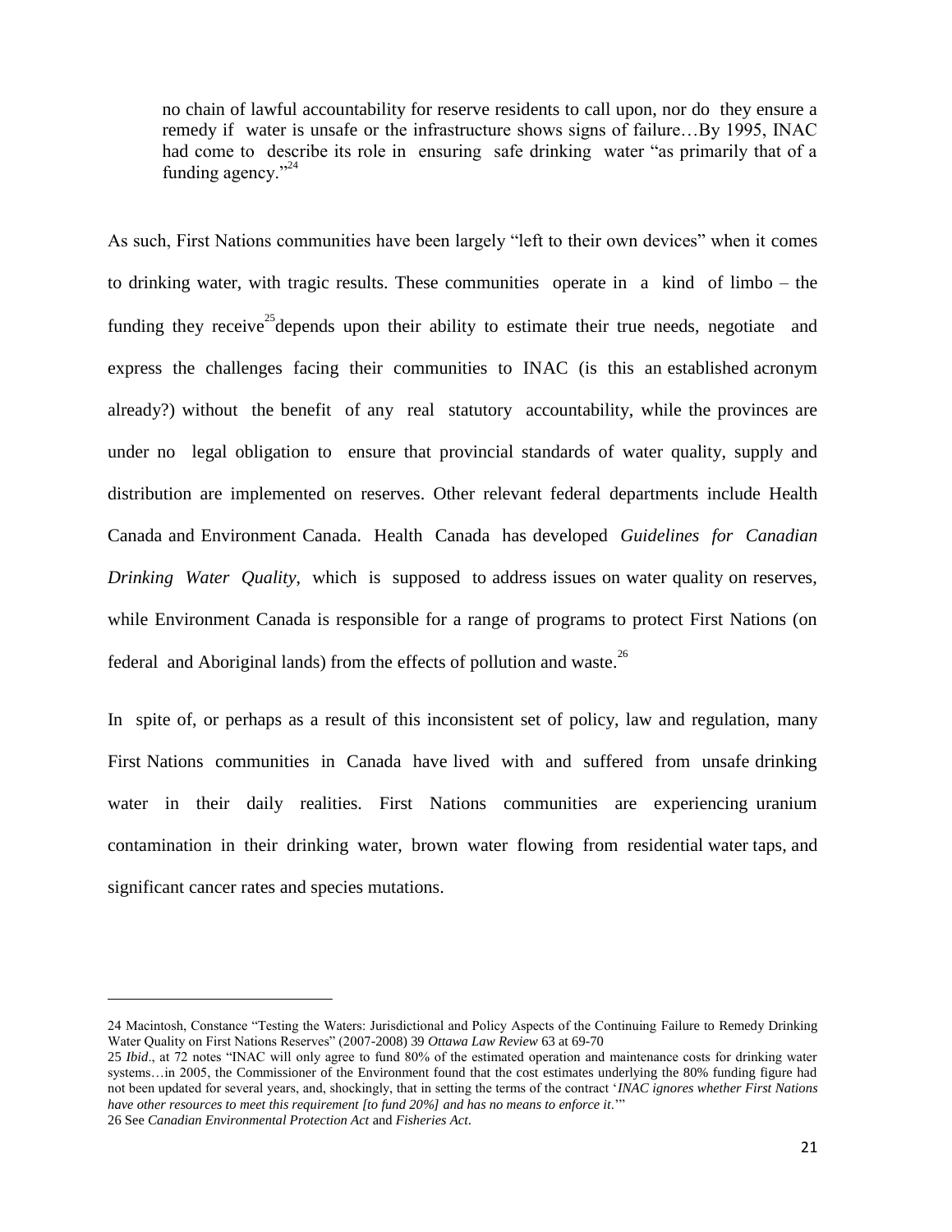> no chain of lawful accountability for reserve residents to call upon, nor do they ensure a remedy if water is unsafe or the infrastructure shows signs of failure…By 1995, INAC had come to describe its role in ensuring safe drinking water "as primarily that of a funding agency."[24]

As such, First Nations communities have been largely "left to their own devices" when it comes to drinking water, with tragic results. These communities operate in a kind of limbo – the funding they receive[25] depends upon their ability to estimate their true needs, negotiate and express the challenges facing their communities to INAC (is this an established acronym already?) without the benefit of any real statutory accountability, while the provinces are under no legal obligation to ensure that provincial standards of water quality, supply and distribution are implemented on reserves. Other relevant federal departments include Health Canada and Environment Canada. Health Canada has developed *Guidelines for Canadian Drinking Water Quality*, which is supposed to address issues on water quality on reserves, while Environment Canada is responsible for a range of programs to protect First Nations (on federal and Aboriginal lands) from the effects of pollution and waste.[26]

In spite of, or perhaps as a result of this inconsistent set of policy, law and regulation, many First Nations communities in Canada have lived with and suffered from unsafe drinking water in their daily realities. First Nations communities are experiencing uranium contamination in their drinking water, brown water flowing from residential water taps, and significant cancer rates and species mutations.

---

24 Macintosh, Constance "Testing the Waters: Jurisdictional and Policy Aspects of the Continuing Failure to Remedy Drinking Water Quality on First Nations Reserves" (2007-2008) 39 *Ottawa Law Review* 63 at 69-70

25 *Ibid*., at 72 notes "INAC will only agree to fund 80% of the estimated operation and maintenance costs for drinking water systems…in 2005, the Commissioner of the Environment found that the cost estimates underlying the 80% funding figure had not been updated for several years, and, shockingly, that in setting the terms of the contract '*INAC ignores whether First Nations have other resources to meet this requirement [to fund 20%] and has no means to enforce it*.'"

26 See *Canadian Environmental Protection Act* and *Fisheries Act*.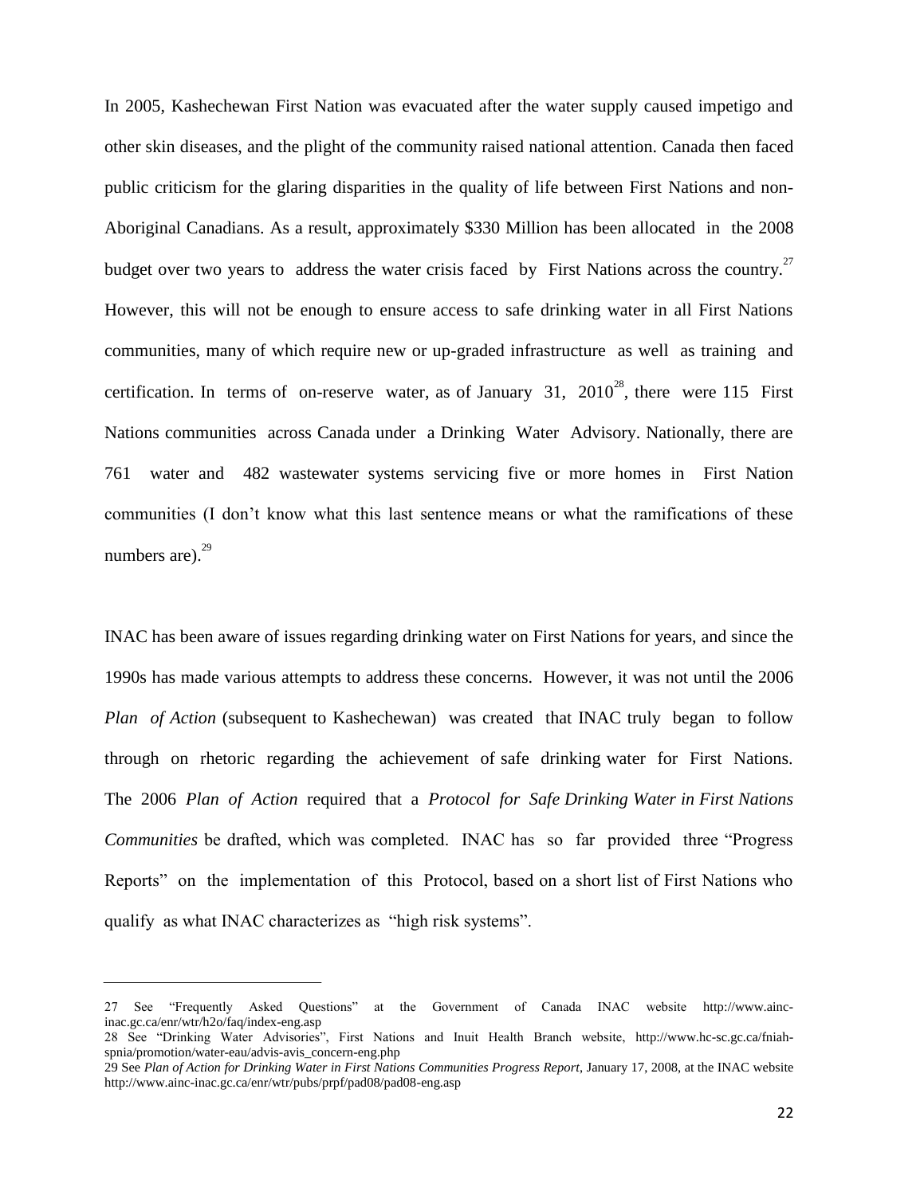In 2005, Kashechewan First Nation was evacuated after the water supply caused impetigo and other skin diseases, and the plight of the community raised national attention. Canada then faced public criticism for the glaring disparities in the quality of life between First Nations and non-Aboriginal Canadians. As a result, approximately $330 Million has been allocated in the 2008 budget over two years to address the water crisis faced by First Nations across the country.[27] However, this will not be enough to ensure access to safe drinking water in all First Nations communities, many of which require new or up-graded infrastructure as well as training and certification. In terms of on-reserve water, as of January 31, 2010[28], there were 115 First Nations communities across Canada under a Drinking Water Advisory. Nationally, there are 761 water and 482 wastewater systems servicing five or more homes in First Nation communities (I don't know what this last sentence means or what the ramifications of these numbers are).[29]

INAC has been aware of issues regarding drinking water on First Nations for years, and since the 1990s has made various attempts to address these concerns. However, it was not until the 2006 *Plan of Action* (subsequent to Kashechewan) was created that INAC truly began to follow through on rhetoric regarding the achievement of safe drinking water for First Nations. The 2006 *Plan of Action* required that a *Protocol for Safe Drinking Water in First Nations Communities* be drafted, which was completed. INAC has so far provided three "Progress Reports" on the implementation of this Protocol, based on a short list of First Nations who qualify as what INAC characterizes as "high risk systems".

---

27 See "Frequently Asked Questions" at the Government of Canada INAC website http://www.ainc-inac.gc.ca/enr/wtr/h2o/faq/index-eng.asp

28 See "Drinking Water Advisories", First Nations and Inuit Health Branch website, http://www.hc-sc.gc.ca/fniah-spnia/promotion/water-eau/advis-avis_concern-eng.php

29 See *Plan of Action for Drinking Water in First Nations Communities Progress Report*, January 17, 2008, at the INAC website http://www.ainc-inac.gc.ca/enr/wtr/pubs/prpf/pad08/pad08-eng.asp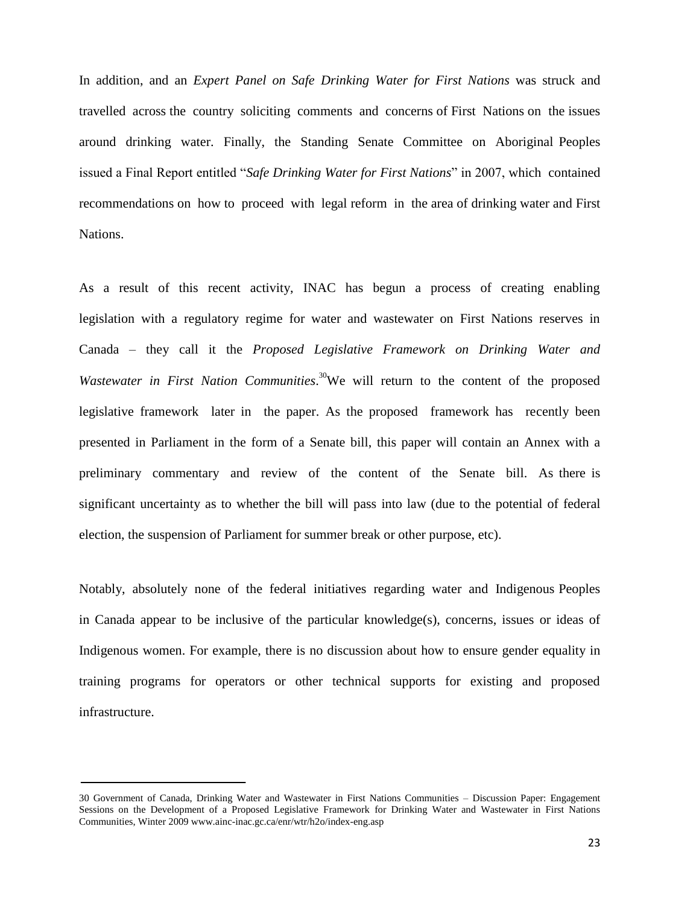In addition, and an *Expert Panel on Safe Drinking Water for First Nations* was struck and travelled across the country soliciting comments and concerns of First Nations on the issues around drinking water. Finally, the Standing Senate Committee on Aboriginal Peoples issued a Final Report entitled "*Safe Drinking Water for First Nations*" in 2007, which contained recommendations on how to proceed with legal reform in the area of drinking water and First Nations.

As a result of this recent activity, INAC has begun a process of creating enabling legislation with a regulatory regime for water and wastewater on First Nations reserves in Canada – they call it the *Proposed Legislative Framework on Drinking Water and Wastewater in First Nation Communities*.[30] We will return to the content of the proposed legislative framework later in the paper. As the proposed framework has recently been presented in Parliament in the form of a Senate bill, this paper will contain an Annex with a preliminary commentary and review of the content of the Senate bill. As there is significant uncertainty as to whether the bill will pass into law (due to the potential of federal election, the suspension of Parliament for summer break or other purpose, etc).

Notably, absolutely none of the federal initiatives regarding water and Indigenous Peoples in Canada appear to be inclusive of the particular knowledge(s), concerns, issues or ideas of Indigenous women. For example, there is no discussion about how to ensure gender equality in training programs for operators or other technical supports for existing and proposed infrastructure.

---

30 Government of Canada, Drinking Water and Wastewater in First Nations Communities – Discussion Paper: Engagement Sessions on the Development of a Proposed Legislative Framework for Drinking Water and Wastewater in First Nations Communities, Winter 2009 www.ainc-inac.gc.ca/enr/wtr/h2o/index-eng.asp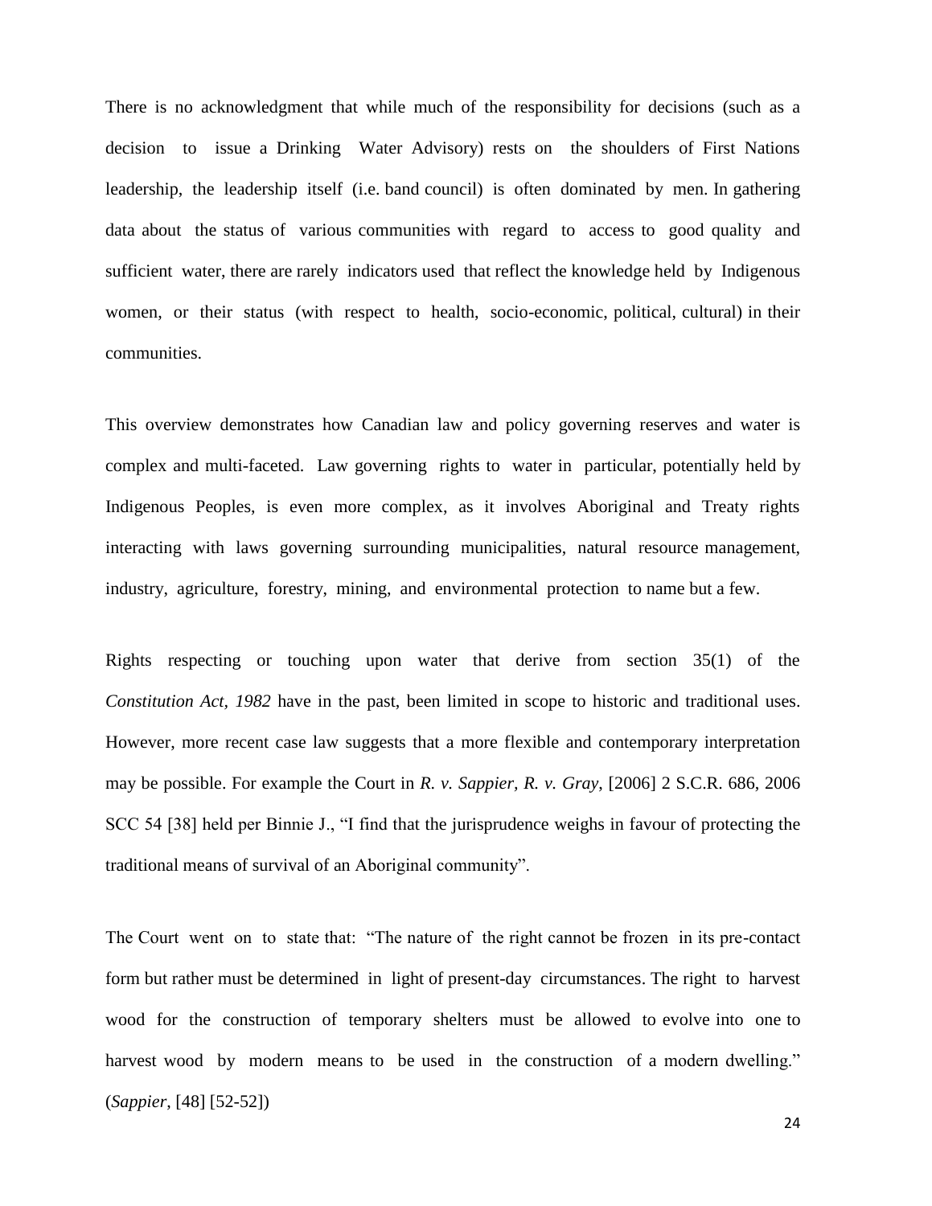There is no acknowledgment that while much of the responsibility for decisions (such as a decision to issue a Drinking Water Advisory) rests on the shoulders of First Nations leadership, the leadership itself (i.e. band council) is often dominated by men. In gathering data about the status of various communities with regard to access to good quality and sufficient water, there are rarely indicators used that reflect the knowledge held by Indigenous women, or their status (with respect to health, socio-economic, political, cultural) in their communities.

This overview demonstrates how Canadian law and policy governing reserves and water is complex and multi-faceted. Law governing rights to water in particular, potentially held by Indigenous Peoples, is even more complex, as it involves Aboriginal and Treaty rights interacting with laws governing surrounding municipalities, natural resource management, industry, agriculture, forestry, mining, and environmental protection to name but a few.

Rights respecting or touching upon water that derive from section 35(1) of the *Constitution Act, 1982* have in the past, been limited in scope to historic and traditional uses. However, more recent case law suggests that a more flexible and contemporary interpretation may be possible. For example the Court in *R. v. Sappier, R. v. Gray*, [2006] 2 S.C.R. 686, 2006 SCC 54 [38] held per Binnie J., "I find that the jurisprudence weighs in favour of protecting the traditional means of survival of an Aboriginal community".

The Court went on to state that: "The nature of the right cannot be frozen in its pre-contact form but rather must be determined in light of present-day circumstances. The right to harvest wood for the construction of temporary shelters must be allowed to evolve into one to harvest wood by modern means to be used in the construction of a modern dwelling." (*Sappier*, [48] [52-52])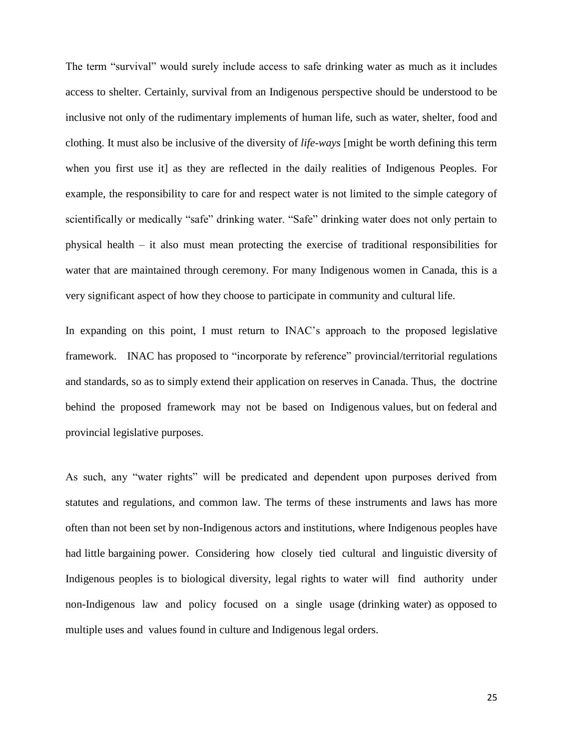The term "survival" would surely include access to safe drinking water as much as it includes access to shelter. Certainly, survival from an Indigenous perspective should be understood to be inclusive not only of the rudimentary implements of human life, such as water, shelter, food and clothing. It must also be inclusive of the diversity of *life-ways* [might be worth defining this term when you first use it] as they are reflected in the daily realities of Indigenous Peoples. For example, the responsibility to care for and respect water is not limited to the simple category of scientifically or medically "safe" drinking water. "Safe" drinking water does not only pertain to physical health – it also must mean protecting the exercise of traditional responsibilities for water that are maintained through ceremony. For many Indigenous women in Canada, this is a very significant aspect of how they choose to participate in community and cultural life.

In expanding on this point, I must return to INAC's approach to the proposed legislative framework. INAC has proposed to "incorporate by reference" provincial/territorial regulations and standards, so as to simply extend their application on reserves in Canada. Thus, the doctrine behind the proposed framework may not be based on Indigenous values, but on federal and provincial legislative purposes.

As such, any "water rights" will be predicated and dependent upon purposes derived from statutes and regulations, and common law. The terms of these instruments and laws has more often than not been set by non-Indigenous actors and institutions, where Indigenous peoples have had little bargaining power. Considering how closely tied cultural and linguistic diversity of Indigenous peoples is to biological diversity, legal rights to water will find authority under non-Indigenous law and policy focused on a single usage (drinking water) as opposed to multiple uses and values found in culture and Indigenous legal orders.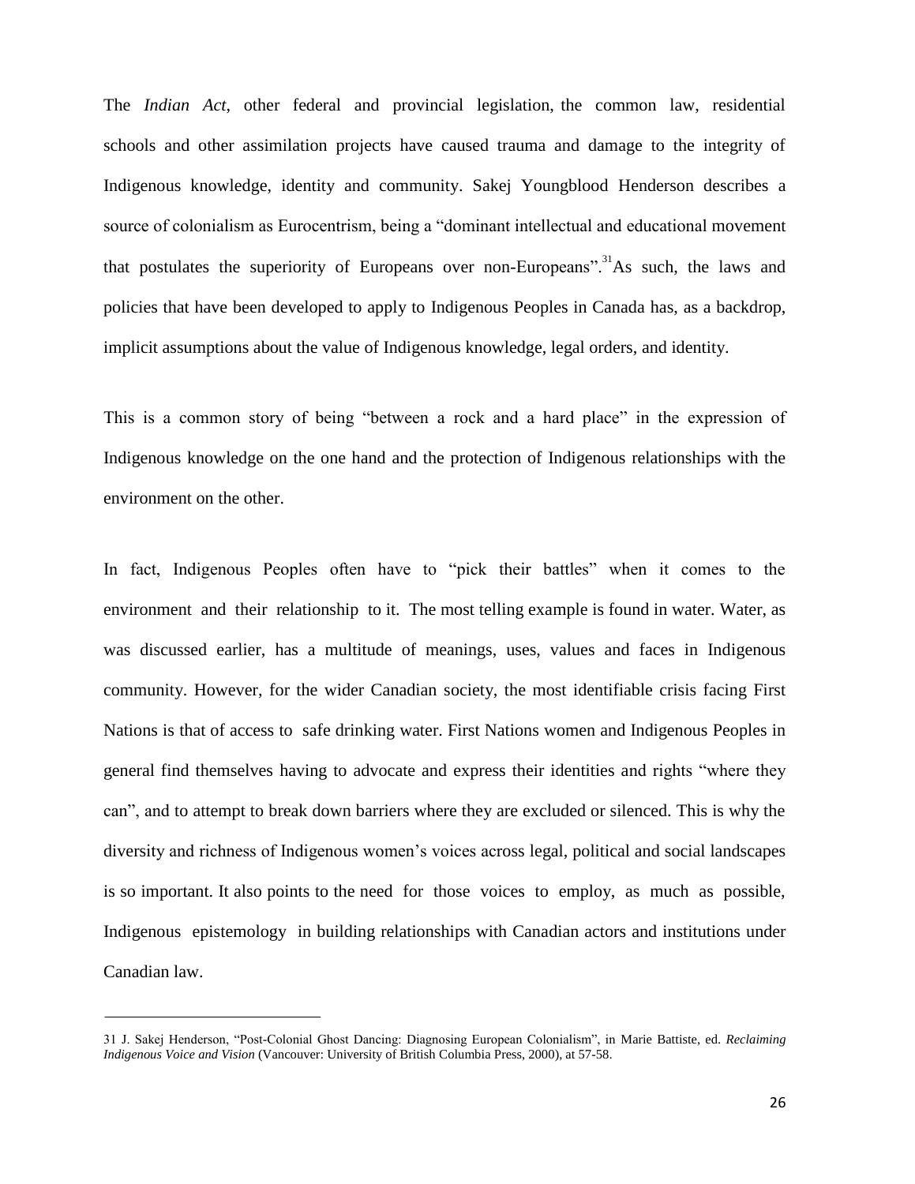The *Indian Act,* other federal and provincial legislation, the common law, residential schools and other assimilation projects have caused trauma and damage to the integrity of Indigenous knowledge, identity and community. Sakej Youngblood Henderson describes a source of colonialism as Eurocentrism, being a "dominant intellectual and educational movement that postulates the superiority of Europeans over non-Europeans".[31] As such, the laws and policies that have been developed to apply to Indigenous Peoples in Canada has, as a backdrop, implicit assumptions about the value of Indigenous knowledge, legal orders, and identity.

This is a common story of being "between a rock and a hard place" in the expression of Indigenous knowledge on the one hand and the protection of Indigenous relationships with the environment on the other.

In fact, Indigenous Peoples often have to "pick their battles" when it comes to the environment and their relationship to it. The most telling example is found in water. Water, as was discussed earlier, has a multitude of meanings, uses, values and faces in Indigenous community. However, for the wider Canadian society, the most identifiable crisis facing First Nations is that of access to safe drinking water. First Nations women and Indigenous Peoples in general find themselves having to advocate and express their identities and rights "where they can", and to attempt to break down barriers where they are excluded or silenced. This is why the diversity and richness of Indigenous women's voices across legal, political and social landscapes is so important. It also points to the need for those voices to employ, as much as possible, Indigenous epistemology in building relationships with Canadian actors and institutions under Canadian law.

---

31 J. Sakej Henderson, "Post-Colonial Ghost Dancing: Diagnosing European Colonialism", in Marie Battiste, ed. *Reclaiming Indigenous Voice and Vision* (Vancouver: University of British Columbia Press, 2000), at 57-58.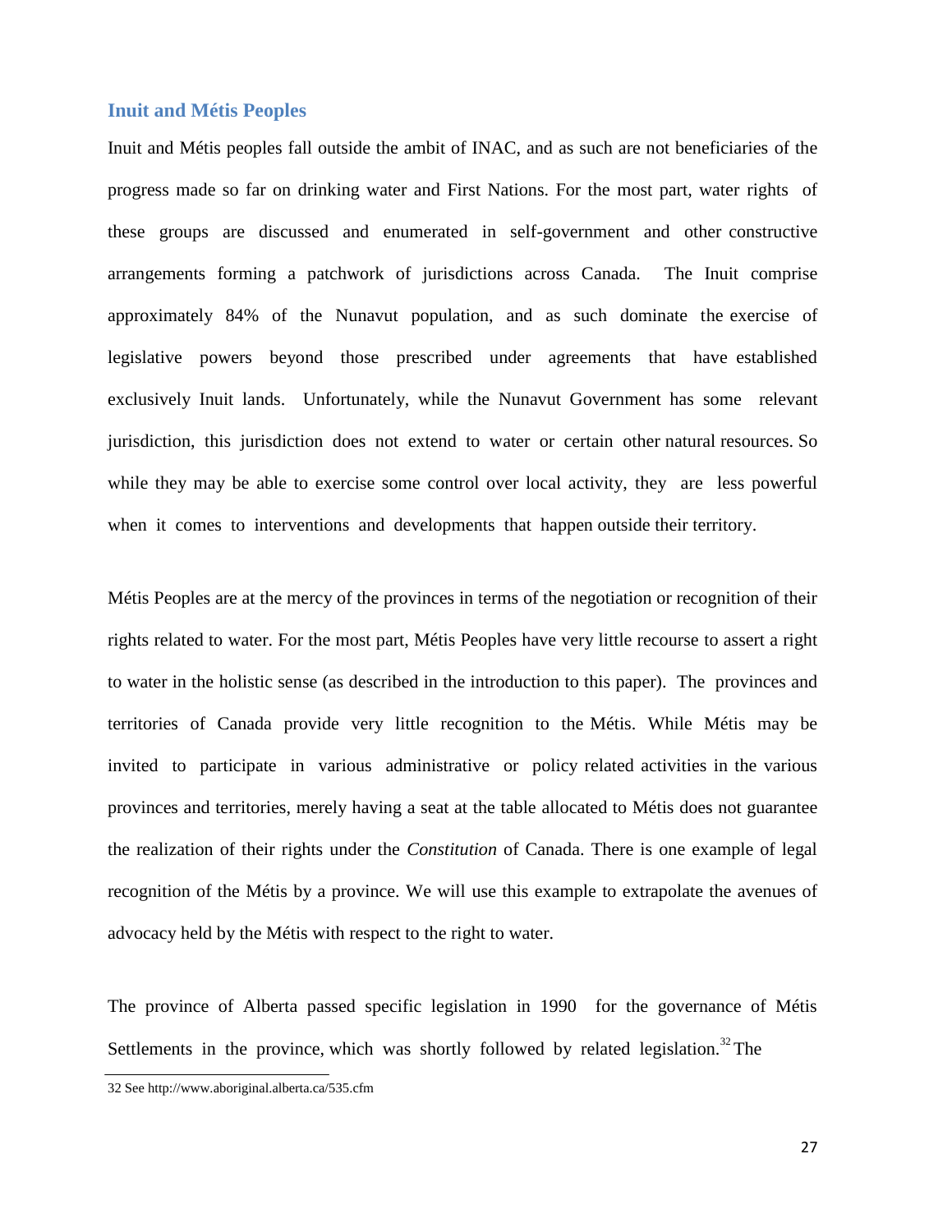## Inuit and Métis Peoples

Inuit and Métis peoples fall outside the ambit of INAC, and as such are not beneficiaries of the progress made so far on drinking water and First Nations. For the most part, water rights of these groups are discussed and enumerated in self-government and other constructive arrangements forming a patchwork of jurisdictions across Canada. The Inuit comprise approximately 84% of the Nunavut population, and as such dominate the exercise of legislative powers beyond those prescribed under agreements that have established exclusively Inuit lands. Unfortunately, while the Nunavut Government has some relevant jurisdiction, this jurisdiction does not extend to water or certain other natural resources. So while they may be able to exercise some control over local activity, they are less powerful when it comes to interventions and developments that happen outside their territory.

Métis Peoples are at the mercy of the provinces in terms of the negotiation or recognition of their rights related to water. For the most part, Métis Peoples have very little recourse to assert a right to water in the holistic sense (as described in the introduction to this paper). The provinces and territories of Canada provide very little recognition to the Métis. While Métis may be invited to participate in various administrative or policy related activities in the various provinces and territories, merely having a seat at the table allocated to Métis does not guarantee the realization of their rights under the *Constitution* of Canada. There is one example of legal recognition of the Métis by a province. We will use this example to extrapolate the avenues of advocacy held by the Métis with respect to the right to water.

The province of Alberta passed specific legislation in 1990 for the governance of Métis Settlements in the province, which was shortly followed by related legislation.[32] The

---

32 See http://www.aboriginal.alberta.ca/535.cfm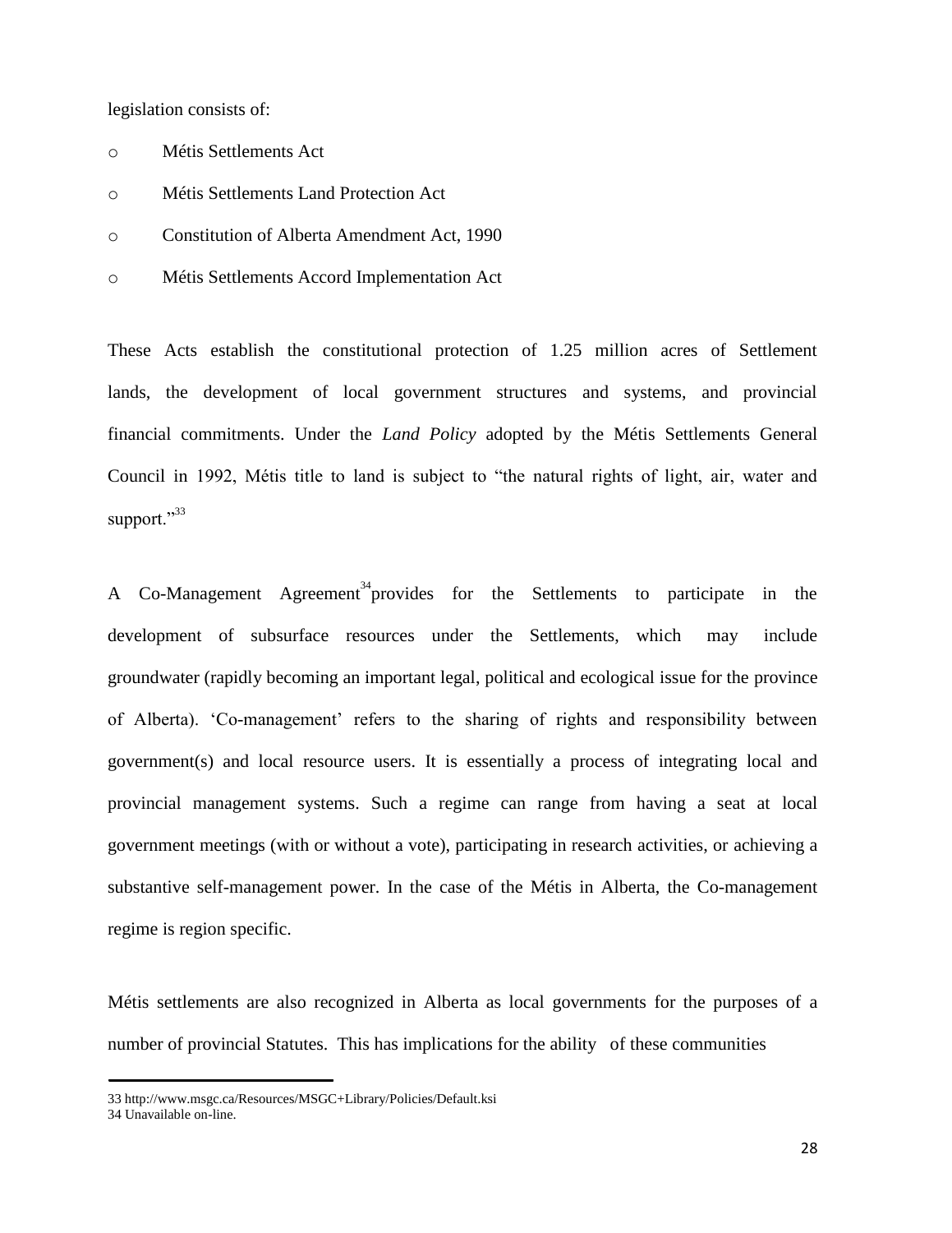legislation consists of:

- Métis Settlements Act
- Métis Settlements Land Protection Act
- Constitution of Alberta Amendment Act, 1990
- Métis Settlements Accord Implementation Act

These Acts establish the constitutional protection of 1.25 million acres of Settlement lands, the development of local government structures and systems, and provincial financial commitments. Under the *Land Policy* adopted by the Métis Settlements General Council in 1992, Métis title to land is subject to "the natural rights of light, air, water and support."[33]

A Co-Management Agreement[34] provides for the Settlements to participate in the development of subsurface resources under the Settlements, which may include groundwater (rapidly becoming an important legal, political and ecological issue for the province of Alberta). 'Co-management' refers to the sharing of rights and responsibility between government(s) and local resource users. It is essentially a process of integrating local and provincial management systems. Such a regime can range from having a seat at local government meetings (with or without a vote), participating in research activities, or achieving a substantive self-management power. In the case of the Métis in Alberta, the Co-management regime is region specific.

Métis settlements are also recognized in Alberta as local governments for the purposes of a number of provincial Statutes. This has implications for the ability of these communities

---

33 http://www.msgc.ca/Resources/MSGC+Library/Policies/Default.ksi

34 Unavailable on-line.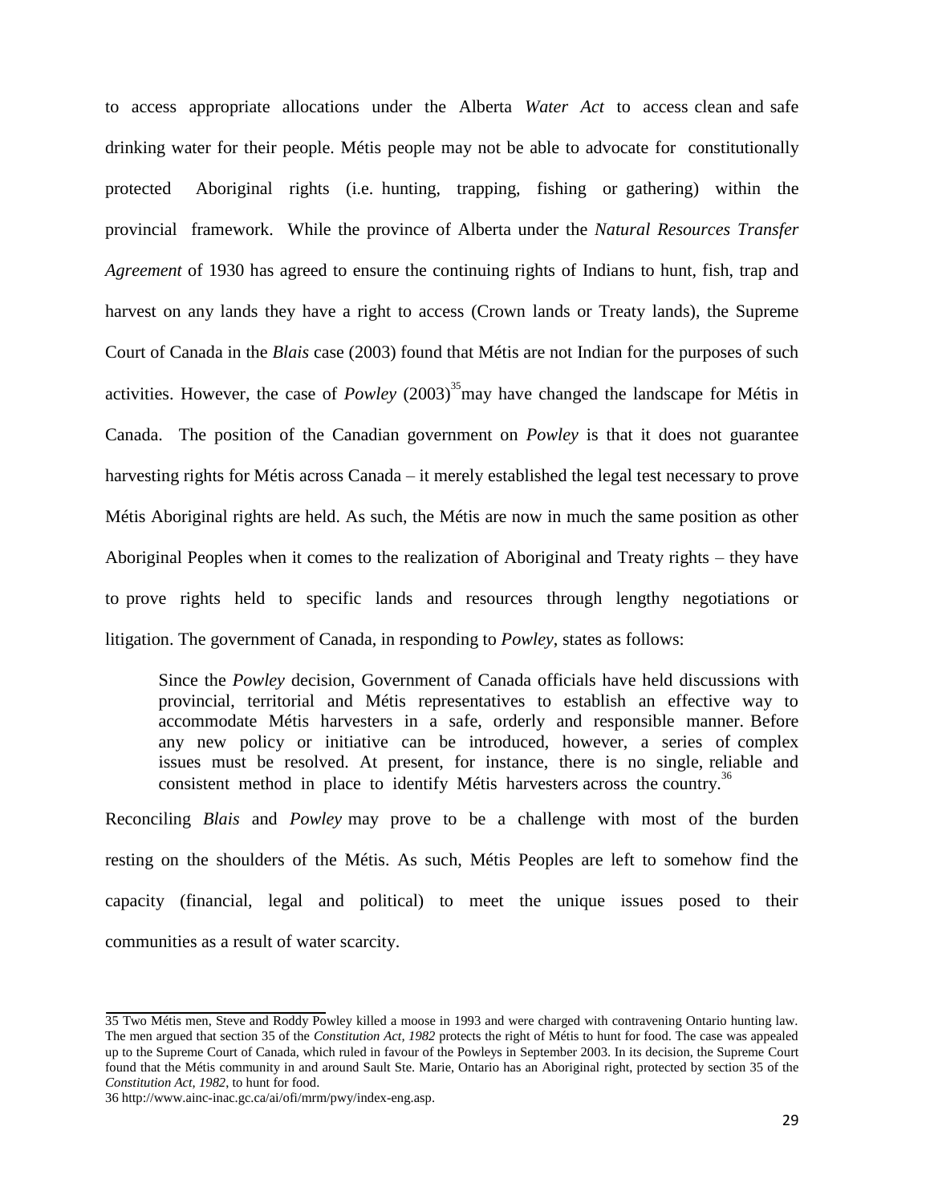to access appropriate allocations under the Alberta *Water Act* to access clean and safe drinking water for their people. Métis people may not be able to advocate for constitutionally protected Aboriginal rights (i.e. hunting, trapping, fishing or gathering) within the provincial framework. While the province of Alberta under the *Natural Resources Transfer Agreement* of 1930 has agreed to ensure the continuing rights of Indians to hunt, fish, trap and harvest on any lands they have a right to access (Crown lands or Treaty lands), the Supreme Court of Canada in the *Blais* case (2003) found that Métis are not Indian for the purposes of such activities. However, the case of *Powley* (2003)[35] may have changed the landscape for Métis in Canada. The position of the Canadian government on *Powley* is that it does not guarantee harvesting rights for Métis across Canada – it merely established the legal test necessary to prove Métis Aboriginal rights are held. As such, the Métis are now in much the same position as other Aboriginal Peoples when it comes to the realization of Aboriginal and Treaty rights – they have to prove rights held to specific lands and resources through lengthy negotiations or litigation. The government of Canada, in responding to *Powley*, states as follows:

> Since the *Powley* decision, Government of Canada officials have held discussions with provincial, territorial and Métis representatives to establish an effective way to accommodate Métis harvesters in a safe, orderly and responsible manner. Before any new policy or initiative can be introduced, however, a series of complex issues must be resolved. At present, for instance, there is no single, reliable and consistent method in place to identify Métis harvesters across the country.[36]

Reconciling *Blais* and *Powley* may prove to be a challenge with most of the burden resting on the shoulders of the Métis. As such, Métis Peoples are left to somehow find the capacity (financial, legal and political) to meet the unique issues posed to their communities as a result of water scarcity.

---

35 Two Métis men, Steve and Roddy Powley killed a moose in 1993 and were charged with contravening Ontario hunting law. The men argued that section 35 of the *Constitution Act, 1982* protects the right of Métis to hunt for food. The case was appealed up to the Supreme Court of Canada, which ruled in favour of the Powleys in September 2003. In its decision, the Supreme Court found that the Métis community in and around Sault Ste. Marie, Ontario has an Aboriginal right, protected by section 35 of the *Constitution Act, 1982*, to hunt for food.

36 http://www.ainc-inac.gc.ca/ai/ofi/mrm/pwy/index-eng.asp.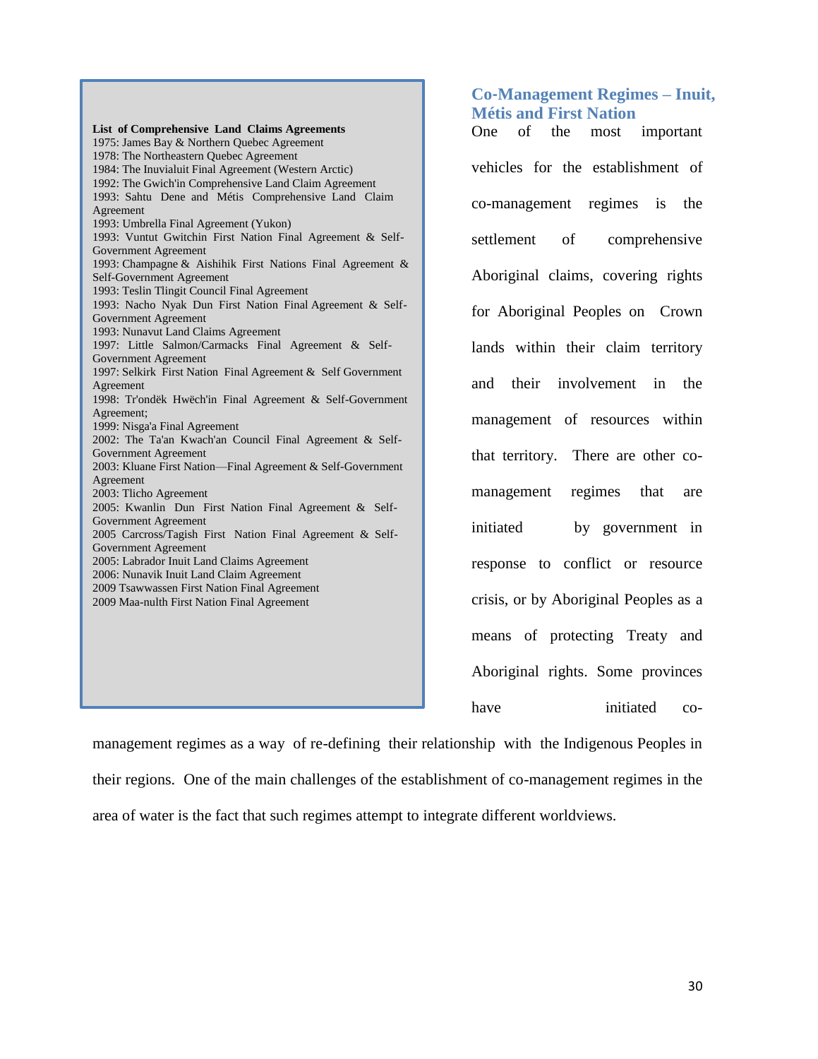**List of Comprehensive Land Claims Agreements**

1975: James Bay & Northern Quebec Agreement
1978: The Northeastern Quebec Agreement
1984: The Inuvialuit Final Agreement (Western Arctic)
1992: The Gwich'in Comprehensive Land Claim Agreement
1993: Sahtu Dene and Métis Comprehensive Land Claim Agreement
1993: Umbrella Final Agreement (Yukon)
1993: Vuntut Gwitchin First Nation Final Agreement & Self-Government Agreement
1993: Champagne & Aishihik First Nations Final Agreement & Self-Government Agreement
1993: Teslin Tlingit Council Final Agreement
1993: Nacho Nyak Dun First Nation Final Agreement & Self-Government Agreement
1993: Nunavut Land Claims Agreement
1997: Little Salmon/Carmacks Final Agreement & Self-Government Agreement
1997: Selkirk First Nation Final Agreement & Self Government Agreement
1998: Tr'ondëk Hwëch'in Final Agreement & Self-Government Agreement;
1999: Nisga'a Final Agreement
2002: The Ta'an Kwach'an Council Final Agreement & Self-Government Agreement
2003: Kluane First Nation—Final Agreement & Self-Government Agreement
2003: Tlicho Agreement
2005: Kwanlin Dun First Nation Final Agreement & Self-Government Agreement
2005 Carcross/Tagish First Nation Final Agreement & Self-Government Agreement
2005: Labrador Inuit Land Claims Agreement
2006: Nunavik Inuit Land Claim Agreement
2009 Tsawwassen First Nation Final Agreement
2009 Maa-nulth First Nation Final Agreement

## Co-Management Regimes – Inuit, Métis and First Nation

One of the most important vehicles for the establishment of co-management regimes is the settlement of comprehensive Aboriginal claims, covering rights for Aboriginal Peoples on Crown lands within their claim territory and their involvement in the management of resources within that territory. There are other co-management regimes that are initiated by government in response to conflict or resource crisis, or by Aboriginal Peoples as a means of protecting Treaty and Aboriginal rights. Some provinces have initiated co-management regimes as a way of re-defining their relationship with the Indigenous Peoples in their regions. One of the main challenges of the establishment of co-management regimes in the area of water is the fact that such regimes attempt to integrate different worldviews.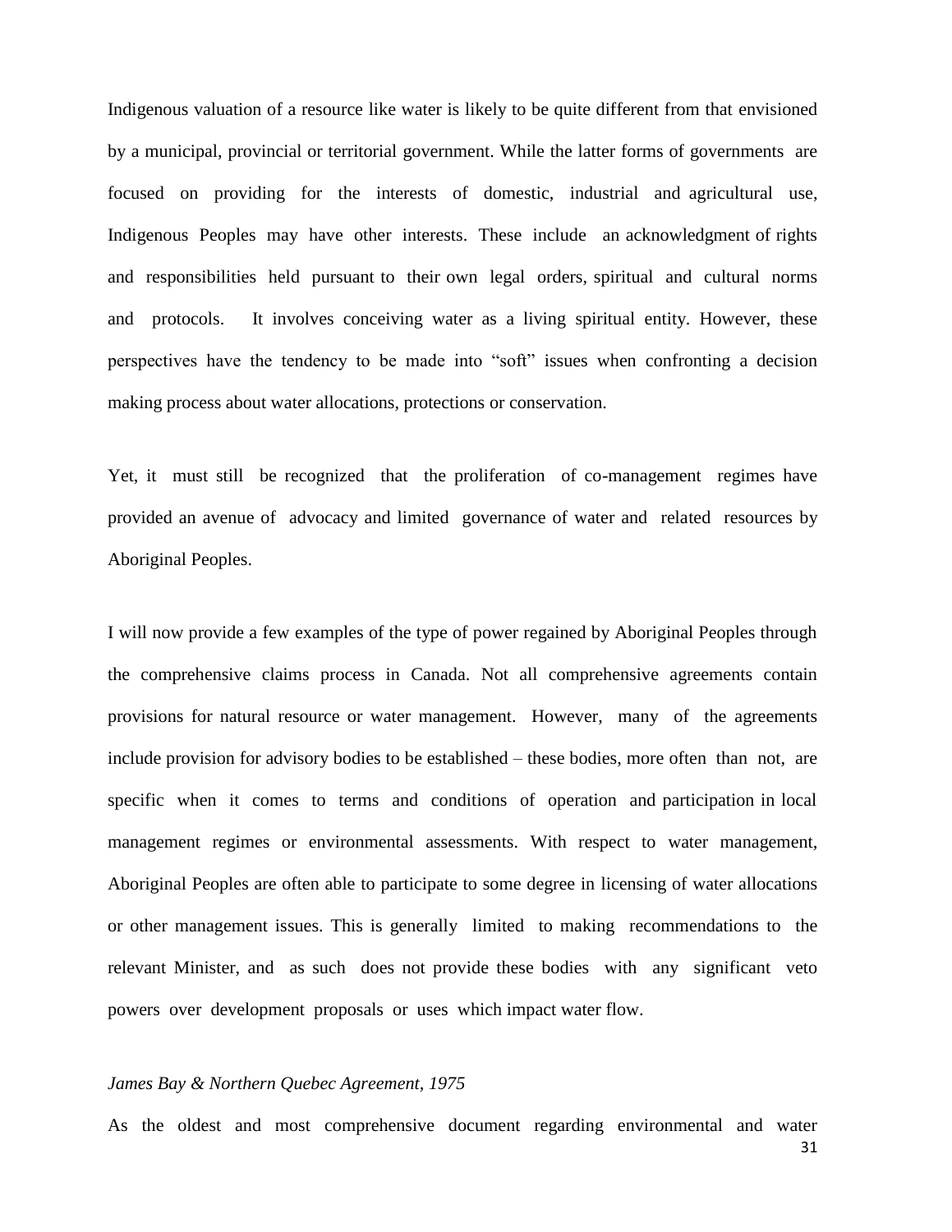Indigenous valuation of a resource like water is likely to be quite different from that envisioned by a municipal, provincial or territorial government. While the latter forms of governments are focused on providing for the interests of domestic, industrial and agricultural use, Indigenous Peoples may have other interests. These include an acknowledgment of rights and responsibilities held pursuant to their own legal orders, spiritual and cultural norms and protocols. It involves conceiving water as a living spiritual entity. However, these perspectives have the tendency to be made into "soft" issues when confronting a decision making process about water allocations, protections or conservation.

Yet, it must still be recognized that the proliferation of co-management regimes have provided an avenue of advocacy and limited governance of water and related resources by Aboriginal Peoples.

I will now provide a few examples of the type of power regained by Aboriginal Peoples through the comprehensive claims process in Canada. Not all comprehensive agreements contain provisions for natural resource or water management. However, many of the agreements include provision for advisory bodies to be established – these bodies, more often than not, are specific when it comes to terms and conditions of operation and participation in local management regimes or environmental assessments. With respect to water management, Aboriginal Peoples are often able to participate to some degree in licensing of water allocations or other management issues. This is generally limited to making recommendations to the relevant Minister, and as such does not provide these bodies with any significant veto powers over development proposals or uses which impact water flow.

*James Bay & Northern Quebec Agreement, 1975*

As the oldest and most comprehensive document regarding environmental and water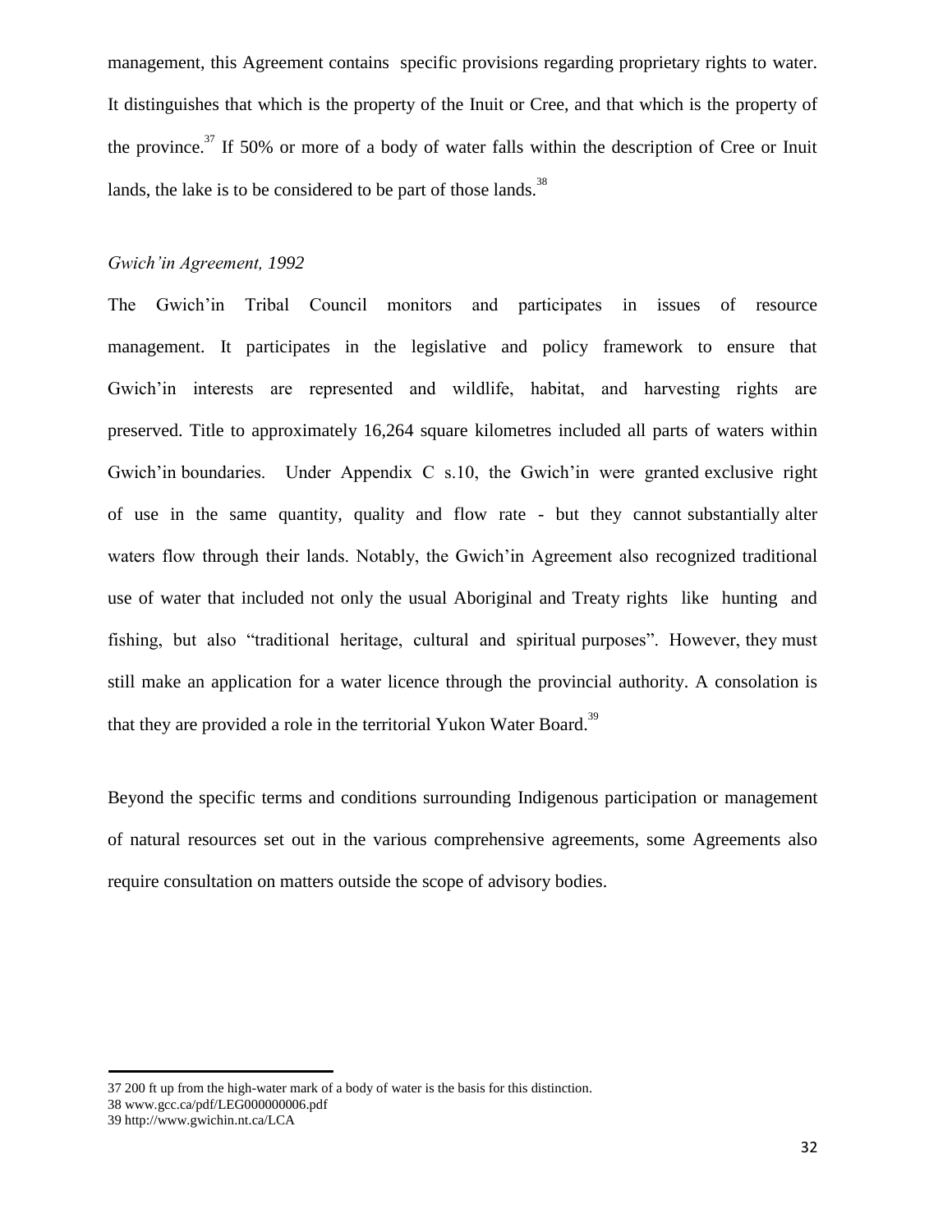management, this Agreement contains specific provisions regarding proprietary rights to water. It distinguishes that which is the property of the Inuit or Cree, and that which is the property of the province.[37] If 50% or more of a body of water falls within the description of Cree or Inuit lands, the lake is to be considered to be part of those lands.[38]

*Gwich'in Agreement, 1992*

The Gwich'in Tribal Council monitors and participates in issues of resource management. It participates in the legislative and policy framework to ensure that Gwich'in interests are represented and wildlife, habitat, and harvesting rights are preserved. Title to approximately 16,264 square kilometres included all parts of waters within Gwich'in boundaries. Under Appendix C s.10, the Gwich'in were granted exclusive right of use in the same quantity, quality and flow rate - but they cannot substantially alter waters flow through their lands. Notably, the Gwich'in Agreement also recognized traditional use of water that included not only the usual Aboriginal and Treaty rights like hunting and fishing, but also "traditional heritage, cultural and spiritual purposes". However, they must still make an application for a water licence through the provincial authority. A consolation is that they are provided a role in the territorial Yukon Water Board.[39]

Beyond the specific terms and conditions surrounding Indigenous participation or management of natural resources set out in the various comprehensive agreements, some Agreements also require consultation on matters outside the scope of advisory bodies.

---

37 200 ft up from the high-water mark of a body of water is the basis for this distinction.
38 www.gcc.ca/pdf/LEG000000006.pdf
39 http://www.gwichin.nt.ca/LCA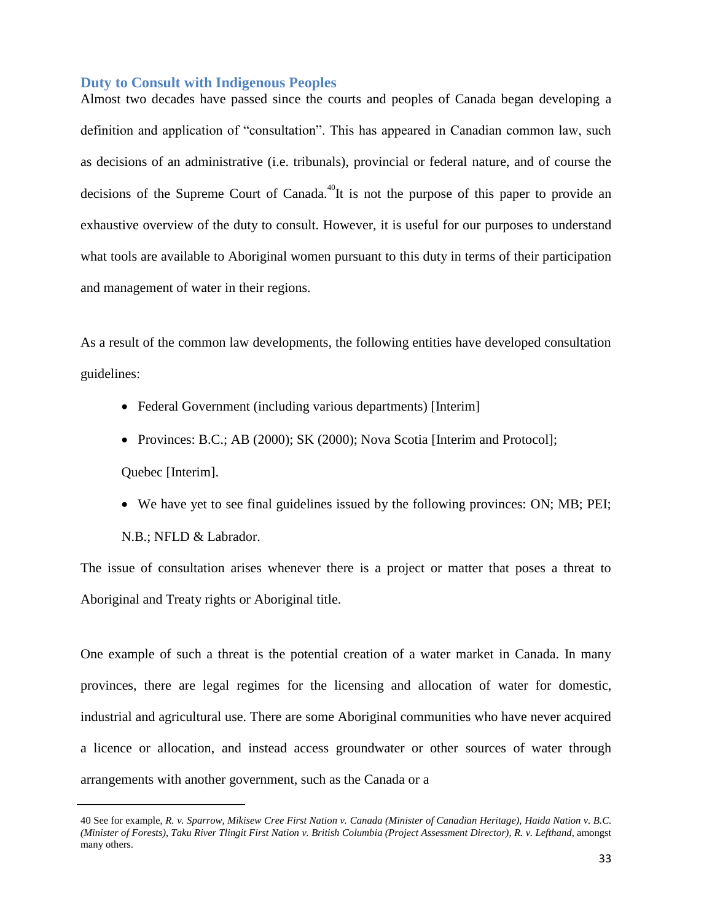## Duty to Consult with Indigenous Peoples

Almost two decades have passed since the courts and peoples of Canada began developing a definition and application of "consultation". This has appeared in Canadian common law, such as decisions of an administrative (i.e. tribunals), provincial or federal nature, and of course the decisions of the Supreme Court of Canada.[40] It is not the purpose of this paper to provide an exhaustive overview of the duty to consult. However, it is useful for our purposes to understand what tools are available to Aboriginal women pursuant to this duty in terms of their participation and management of water in their regions.

As a result of the common law developments, the following entities have developed consultation guidelines:

- Federal Government (including various departments) [Interim]
- Provinces: B.C.; AB (2000); SK (2000); Nova Scotia [Interim and Protocol]; Quebec [Interim].
- We have yet to see final guidelines issued by the following provinces: ON; MB; PEI; N.B.; NFLD & Labrador.

The issue of consultation arises whenever there is a project or matter that poses a threat to Aboriginal and Treaty rights or Aboriginal title.

One example of such a threat is the potential creation of a water market in Canada. In many provinces, there are legal regimes for the licensing and allocation of water for domestic, industrial and agricultural use. There are some Aboriginal communities who have never acquired a licence or allocation, and instead access groundwater or other sources of water through arrangements with another government, such as the Canada or a

---

40 See for example, *R. v. Sparrow, Mikisew Cree First Nation v. Canada (Minister of Canadian Heritage), Haida Nation v. B.C. (Minister of Forests), Taku River Tlingit First Nation v. British Columbia (Project Assessment Director), R. v. Lefthand*, amongst many others.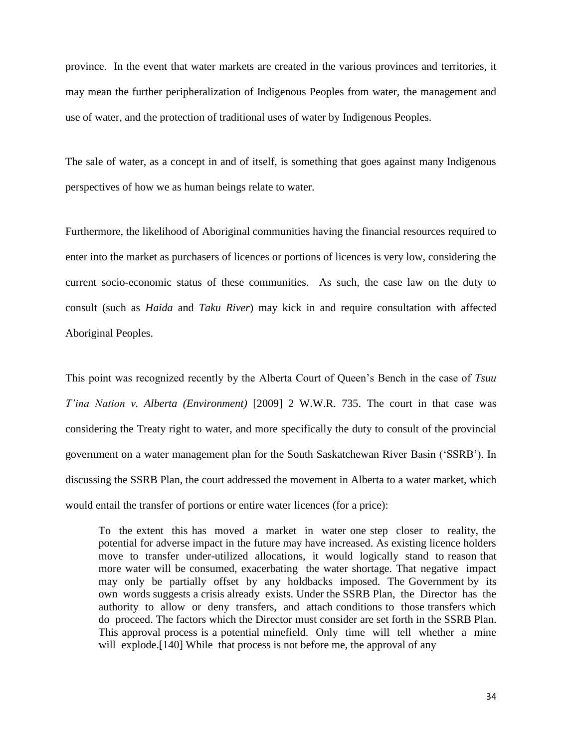province. In the event that water markets are created in the various provinces and territories, it may mean the further peripheralization of Indigenous Peoples from water, the management and use of water, and the protection of traditional uses of water by Indigenous Peoples.

The sale of water, as a concept in and of itself, is something that goes against many Indigenous perspectives of how we as human beings relate to water.

Furthermore, the likelihood of Aboriginal communities having the financial resources required to enter into the market as purchasers of licences or portions of licences is very low, considering the current socio-economic status of these communities. As such, the case law on the duty to consult (such as *Haida* and *Taku River*) may kick in and require consultation with affected Aboriginal Peoples.

This point was recognized recently by the Alberta Court of Queen's Bench in the case of *Tsuu T'ina Nation v. Alberta (Environment)* [2009] 2 W.W.R. 735. The court in that case was considering the Treaty right to water, and more specifically the duty to consult of the provincial government on a water management plan for the South Saskatchewan River Basin ('SSRB'). In discussing the SSRB Plan, the court addressed the movement in Alberta to a water market, which would entail the transfer of portions or entire water licences (for a price):

> To the extent this has moved a market in water one step closer to reality, the potential for adverse impact in the future may have increased. As existing licence holders move to transfer under-utilized allocations, it would logically stand to reason that more water will be consumed, exacerbating the water shortage. That negative impact may only be partially offset by any holdbacks imposed. The Government by its own words suggests a crisis already exists. Under the SSRB Plan, the Director has the authority to allow or deny transfers, and attach conditions to those transfers which do proceed. The factors which the Director must consider are set forth in the SSRB Plan. This approval process is a potential minefield. Only time will tell whether a mine will explode.[140] While that process is not before me, the approval of any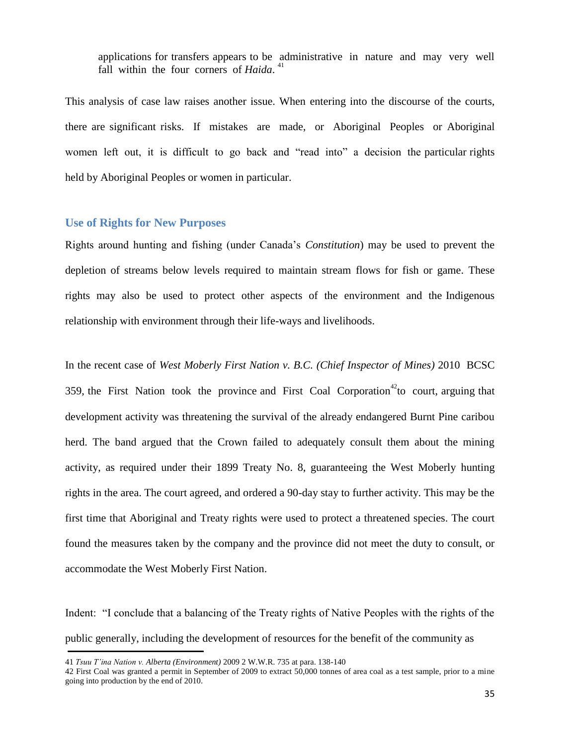> applications for transfers appears to be administrative in nature and may very well fall within the four corners of *Haida*. [41]

This analysis of case law raises another issue. When entering into the discourse of the courts, there are significant risks. If mistakes are made, or Aboriginal Peoples or Aboriginal women left out, it is difficult to go back and "read into" a decision the particular rights held by Aboriginal Peoples or women in particular.

## Use of Rights for New Purposes

Rights around hunting and fishing (under Canada's *Constitution*) may be used to prevent the depletion of streams below levels required to maintain stream flows for fish or game. These rights may also be used to protect other aspects of the environment and the Indigenous relationship with environment through their life-ways and livelihoods.

In the recent case of *West Moberly First Nation v. B.C. (Chief Inspector of Mines)* 2010 BCSC 359, the First Nation took the province and First Coal Corporation[42] to court, arguing that development activity was threatening the survival of the already endangered Burnt Pine caribou herd. The band argued that the Crown failed to adequately consult them about the mining activity, as required under their 1899 Treaty No. 8, guaranteeing the West Moberly hunting rights in the area. The court agreed, and ordered a 90-day stay to further activity. This may be the first time that Aboriginal and Treaty rights were used to protect a threatened species. The court found the measures taken by the company and the province did not meet the duty to consult, or accommodate the West Moberly First Nation.

Indent: "I conclude that a balancing of the Treaty rights of Native Peoples with the rights of the public generally, including the development of resources for the benefit of the community as

---

41 *Tsuu T'ina Nation v. Alberta (Environment)* 2009 2 W.W.R. 735 at para. 138-140

42 First Coal was granted a permit in September of 2009 to extract 50,000 tonnes of area coal as a test sample, prior to a mine going into production by the end of 2010.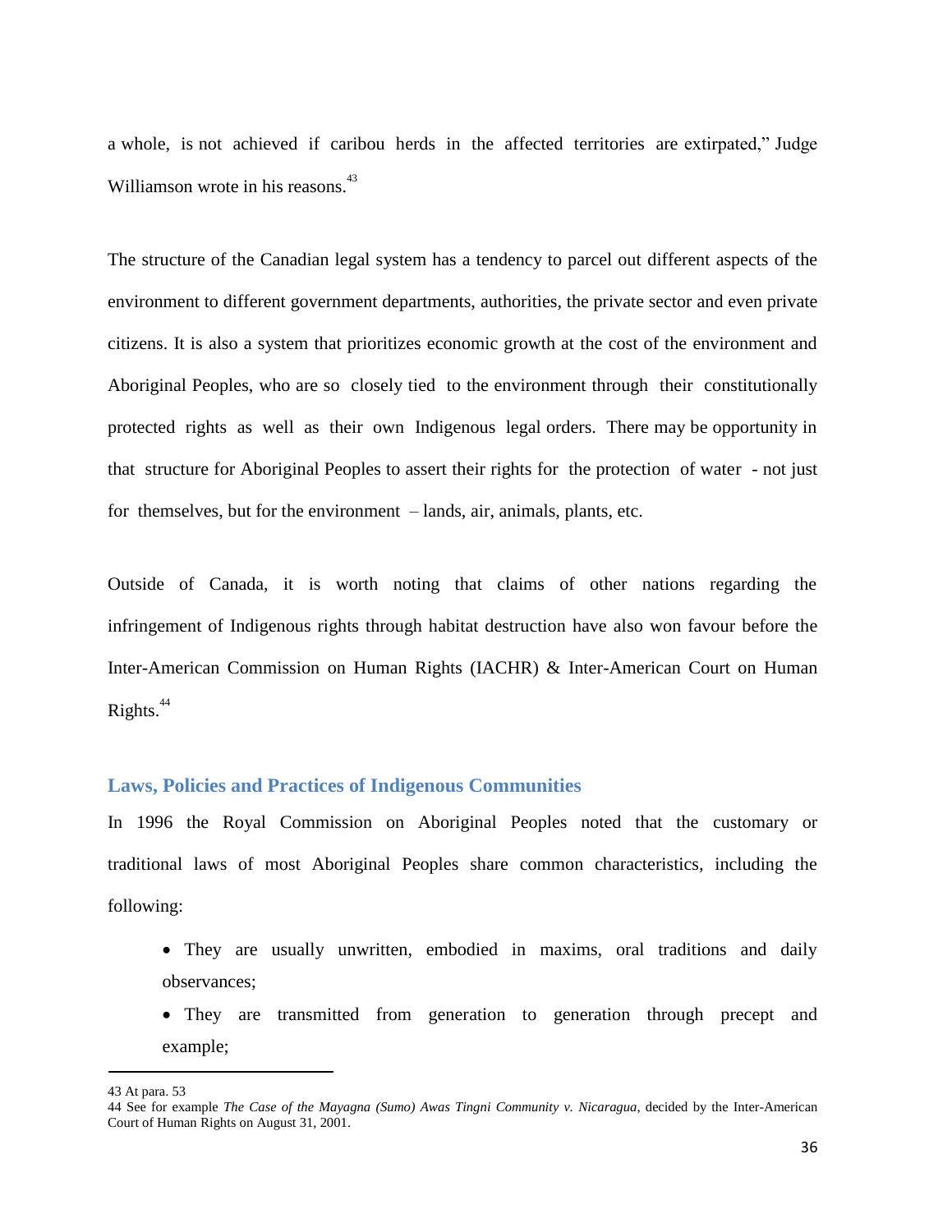a whole, is not achieved if caribou herds in the affected territories are extirpated," Judge Williamson wrote in his reasons.[43]

The structure of the Canadian legal system has a tendency to parcel out different aspects of the environment to different government departments, authorities, the private sector and even private citizens. It is also a system that prioritizes economic growth at the cost of the environment and Aboriginal Peoples, who are so closely tied to the environment through their constitutionally protected rights as well as their own Indigenous legal orders. There may be opportunity in that structure for Aboriginal Peoples to assert their rights for the protection of water - not just for themselves, but for the environment – lands, air, animals, plants, etc.

Outside of Canada, it is worth noting that claims of other nations regarding the infringement of Indigenous rights through habitat destruction have also won favour before the Inter-American Commission on Human Rights (IACHR) & Inter-American Court on Human Rights.[44]

## Laws, Policies and Practices of Indigenous Communities

In 1996 the Royal Commission on Aboriginal Peoples noted that the customary or traditional laws of most Aboriginal Peoples share common characteristics, including the following:

- They are usually unwritten, embodied in maxims, oral traditions and daily observances;
- They are transmitted from generation to generation through precept and example;

---

43 At para. 53

44 See for example *The Case of the Mayagna (Sumo) Awas Tingni Community v. Nicaragua*, decided by the Inter-American Court of Human Rights on August 31, 2001.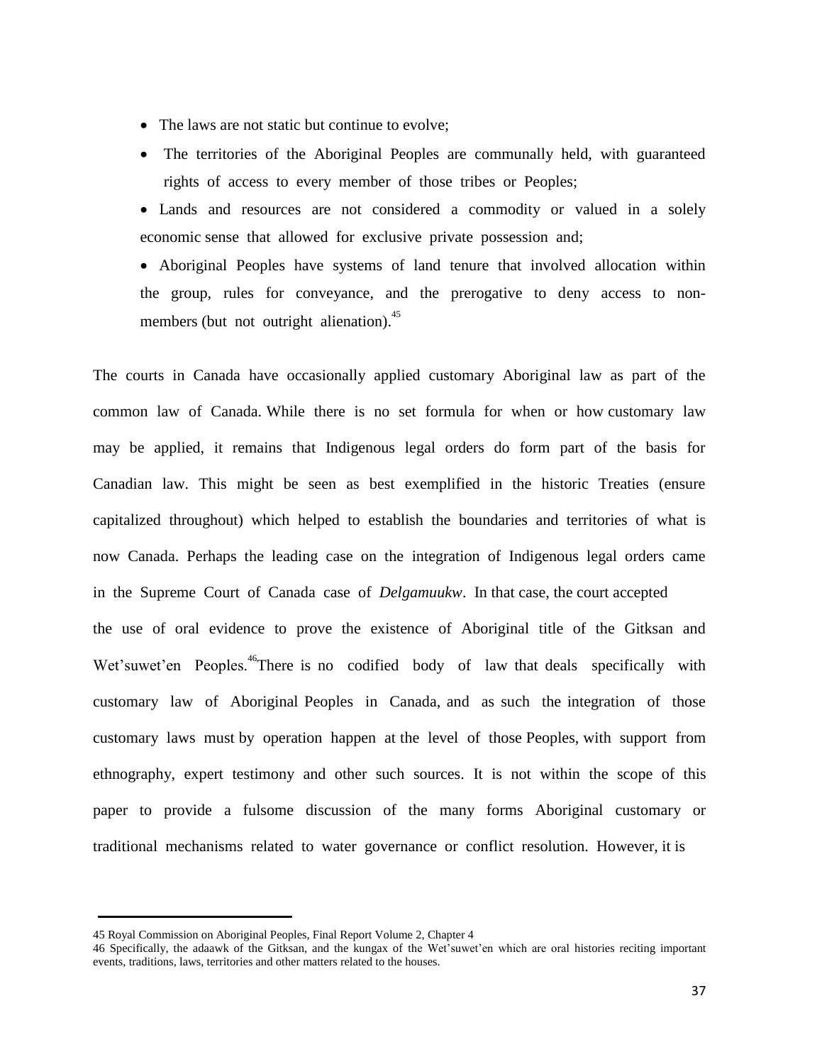- The laws are not static but continue to evolve;
- The territories of the Aboriginal Peoples are communally held, with guaranteed rights of access to every member of those tribes or Peoples;
- Lands and resources are not considered a commodity or valued in a solely economic sense that allowed for exclusive private possession and;
- Aboriginal Peoples have systems of land tenure that involved allocation within the group, rules for conveyance, and the prerogative to deny access to non-members (but not outright alienation).[45]

The courts in Canada have occasionally applied customary Aboriginal law as part of the common law of Canada. While there is no set formula for when or how customary law may be applied, it remains that Indigenous legal orders do form part of the basis for Canadian law. This might be seen as best exemplified in the historic Treaties (ensure capitalized throughout) which helped to establish the boundaries and territories of what is now Canada. Perhaps the leading case on the integration of Indigenous legal orders came in the Supreme Court of Canada case of *Delgamuukw*. In that case, the court accepted the use of oral evidence to prove the existence of Aboriginal title of the Gitksan and Wet'suwet'en Peoples.[46] There is no codified body of law that deals specifically with customary law of Aboriginal Peoples in Canada, and as such the integration of those customary laws must by operation happen at the level of those Peoples, with support from ethnography, expert testimony and other such sources. It is not within the scope of this paper to provide a fulsome discussion of the many forms Aboriginal customary or traditional mechanisms related to water governance or conflict resolution. However, it is

---

45 Royal Commission on Aboriginal Peoples, Final Report Volume 2, Chapter 4

46 Specifically, the adaawk of the Gitksan, and the kungax of the Wet'suwet'en which are oral histories reciting important events, traditions, laws, territories and other matters related to the houses.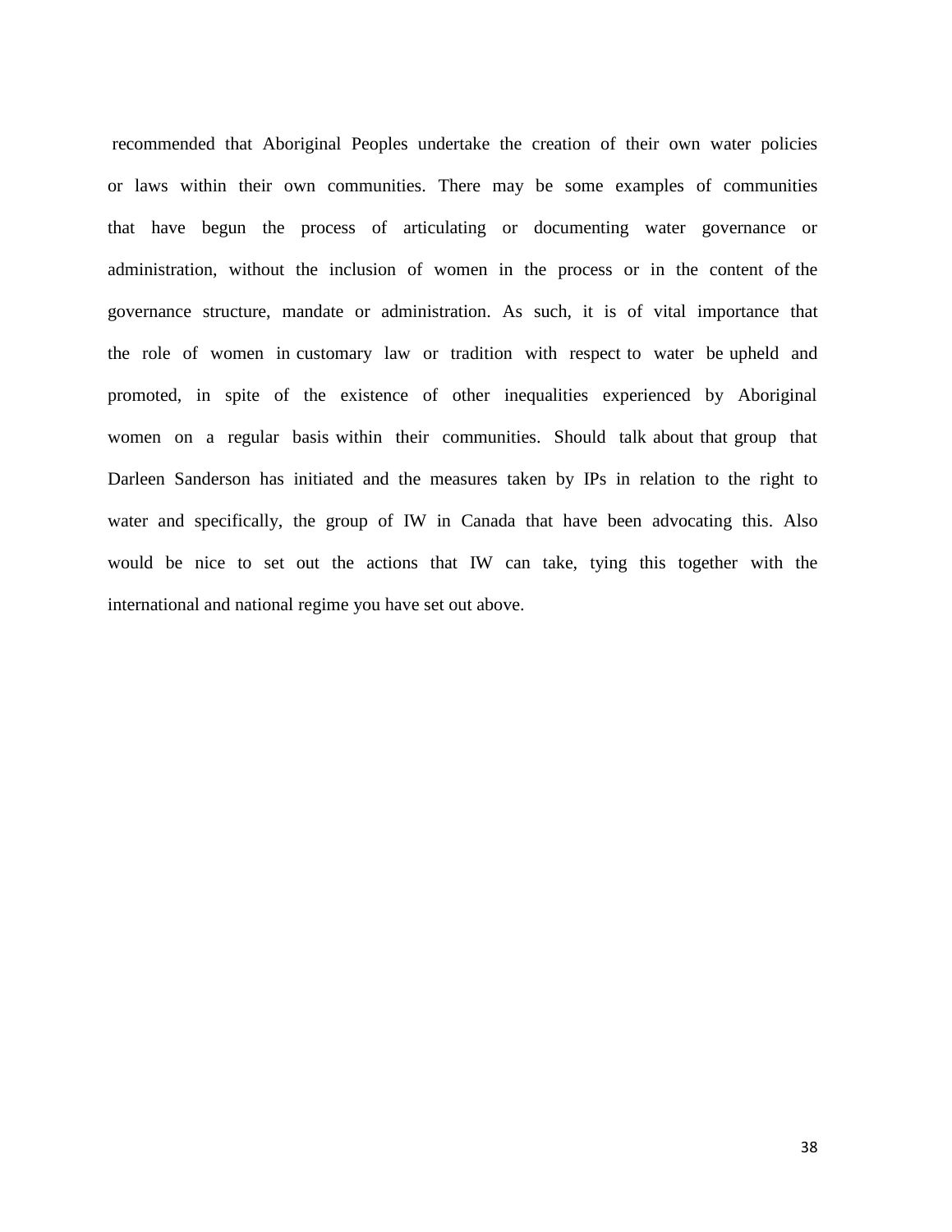recommended that Aboriginal Peoples undertake the creation of their own water policies or laws within their own communities. There may be some examples of communities that have begun the process of articulating or documenting water governance or administration, without the inclusion of women in the process or in the content of the governance structure, mandate or administration. As such, it is of vital importance that the role of women in customary law or tradition with respect to water be upheld and promoted, in spite of the existence of other inequalities experienced by Aboriginal women on a regular basis within their communities. Should talk about that group that Darleen Sanderson has initiated and the measures taken by IPs in relation to the right to water and specifically, the group of IW in Canada that have been advocating this. Also would be nice to set out the actions that IW can take, tying this together with the international and national regime you have set out above.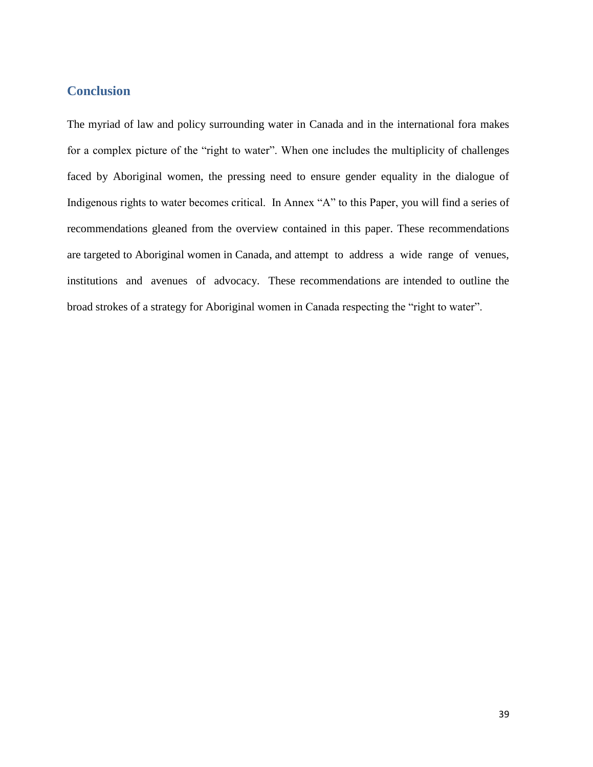## Conclusion

The myriad of law and policy surrounding water in Canada and in the international fora makes for a complex picture of the "right to water". When one includes the multiplicity of challenges faced by Aboriginal women, the pressing need to ensure gender equality in the dialogue of Indigenous rights to water becomes critical. In Annex "A" to this Paper, you will find a series of recommendations gleaned from the overview contained in this paper. These recommendations are targeted to Aboriginal women in Canada, and attempt to address a wide range of venues, institutions and avenues of advocacy. These recommendations are intended to outline the broad strokes of a strategy for Aboriginal women in Canada respecting the "right to water".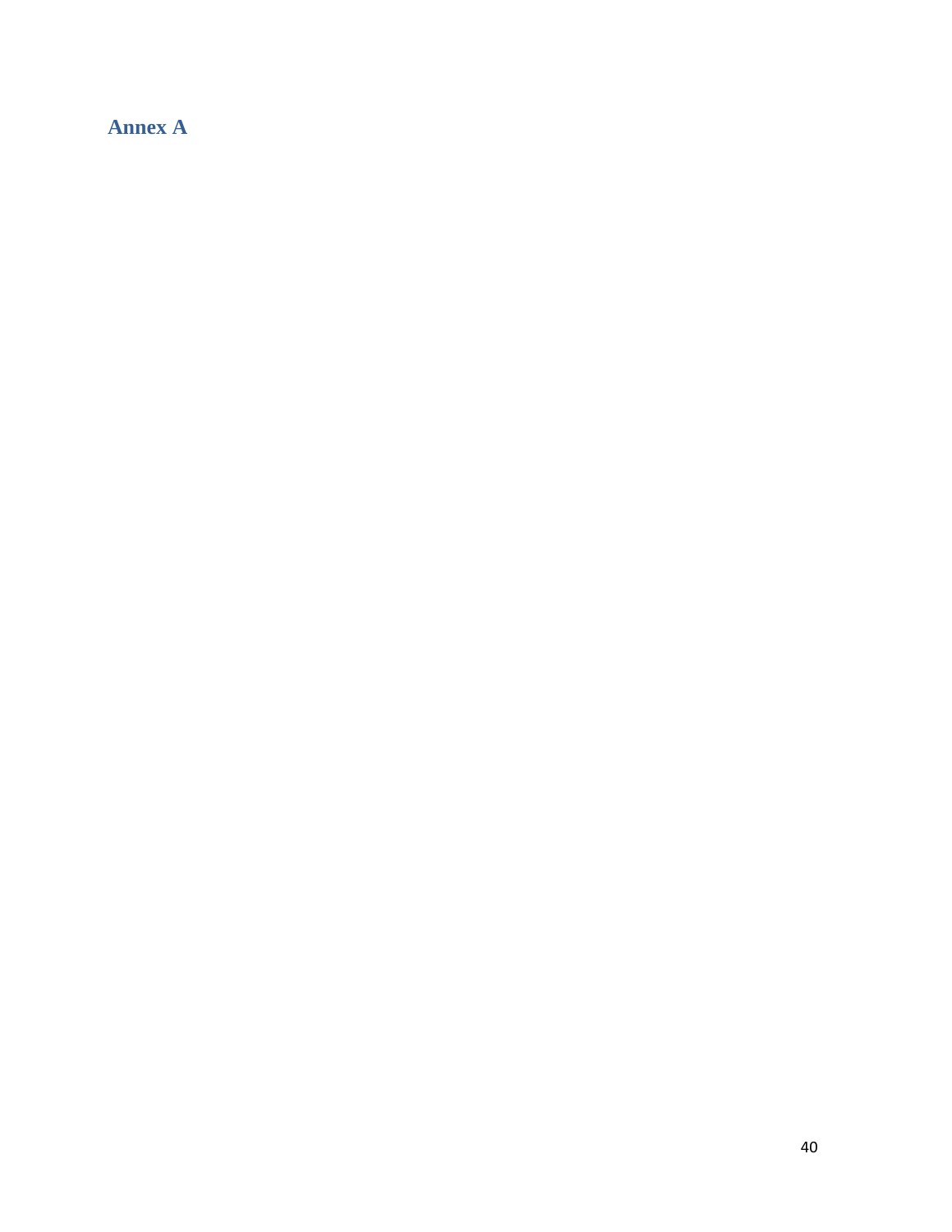## Annex A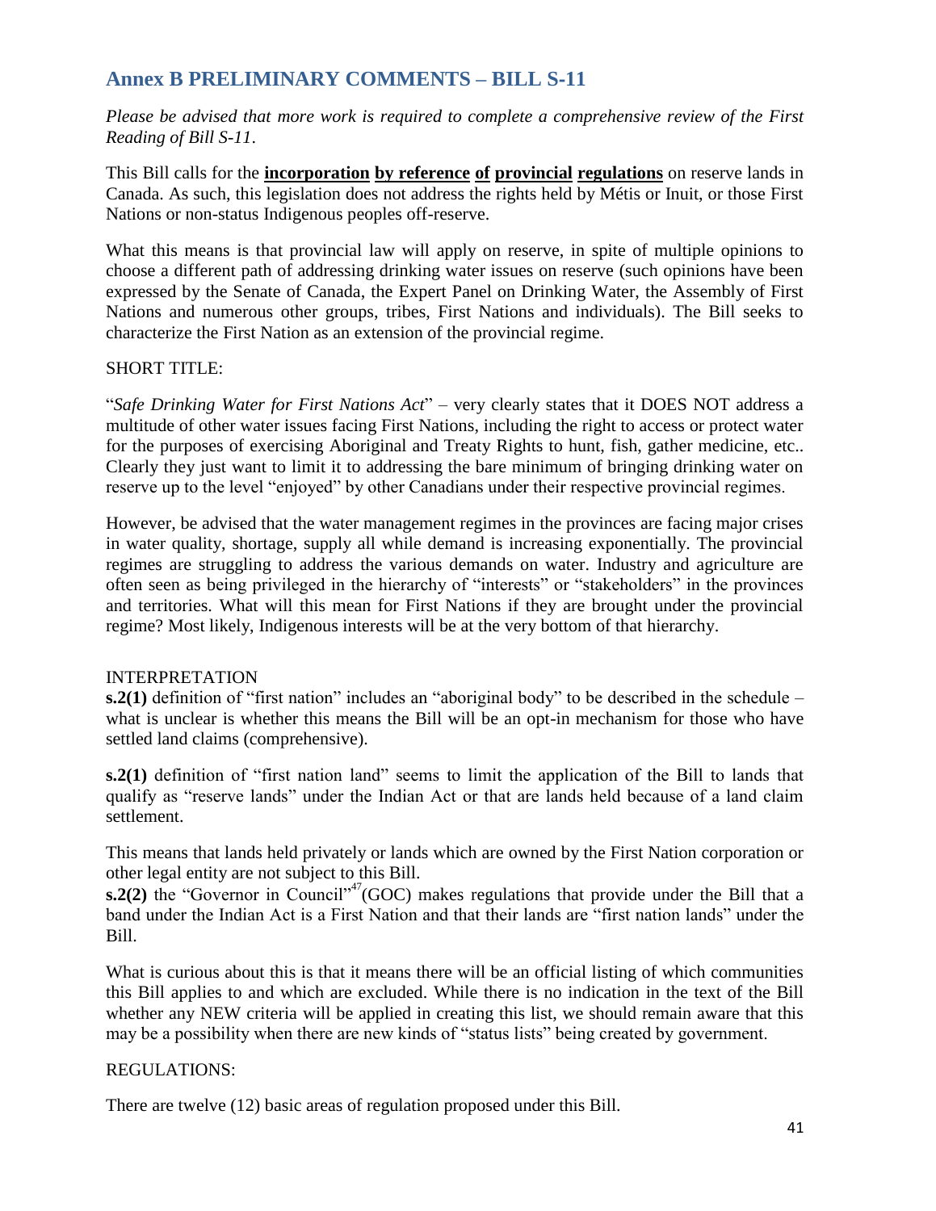## Annex B PRELIMINARY COMMENTS – BILL S-11

*Please be advised that more work is required to complete a comprehensive review of the First Reading of Bill S-11.*

This Bill calls for the **incorporation by reference of provincial regulations** on reserve lands in Canada. As such, this legislation does not address the rights held by Métis or Inuit, or those First Nations or non-status Indigenous peoples off-reserve.

What this means is that provincial law will apply on reserve, in spite of multiple opinions to choose a different path of addressing drinking water issues on reserve (such opinions have been expressed by the Senate of Canada, the Expert Panel on Drinking Water, the Assembly of First Nations and numerous other groups, tribes, First Nations and individuals). The Bill seeks to characterize the First Nation as an extension of the provincial regime.

SHORT TITLE:

"*Safe Drinking Water for First Nations Act*" – very clearly states that it DOES NOT address a multitude of other water issues facing First Nations, including the right to access or protect water for the purposes of exercising Aboriginal and Treaty Rights to hunt, fish, gather medicine, etc.. Clearly they just want to limit it to addressing the bare minimum of bringing drinking water on reserve up to the level "enjoyed" by other Canadians under their respective provincial regimes.

However, be advised that the water management regimes in the provinces are facing major crises in water quality, shortage, supply all while demand is increasing exponentially. The provincial regimes are struggling to address the various demands on water. Industry and agriculture are often seen as being privileged in the hierarchy of "interests" or "stakeholders" in the provinces and territories. What will this mean for First Nations if they are brought under the provincial regime? Most likely, Indigenous interests will be at the very bottom of that hierarchy.

INTERPRETATION

**s.2(1)** definition of "first nation" includes an "aboriginal body" to be described in the schedule – what is unclear is whether this means the Bill will be an opt-in mechanism for those who have settled land claims (comprehensive).

**s.2(1)** definition of "first nation land" seems to limit the application of the Bill to lands that qualify as "reserve lands" under the Indian Act or that are lands held because of a land claim settlement.

This means that lands held privately or lands which are owned by the First Nation corporation or other legal entity are not subject to this Bill.

**s.2(2)** the "Governor in Council"[47] (GOC) makes regulations that provide under the Bill that a band under the Indian Act is a First Nation and that their lands are "first nation lands" under the Bill.

What is curious about this is that it means there will be an official listing of which communities this Bill applies to and which are excluded. While there is no indication in the text of the Bill whether any NEW criteria will be applied in creating this list, we should remain aware that this may be a possibility when there are new kinds of "status lists" being created by government.

REGULATIONS:

There are twelve (12) basic areas of regulation proposed under this Bill.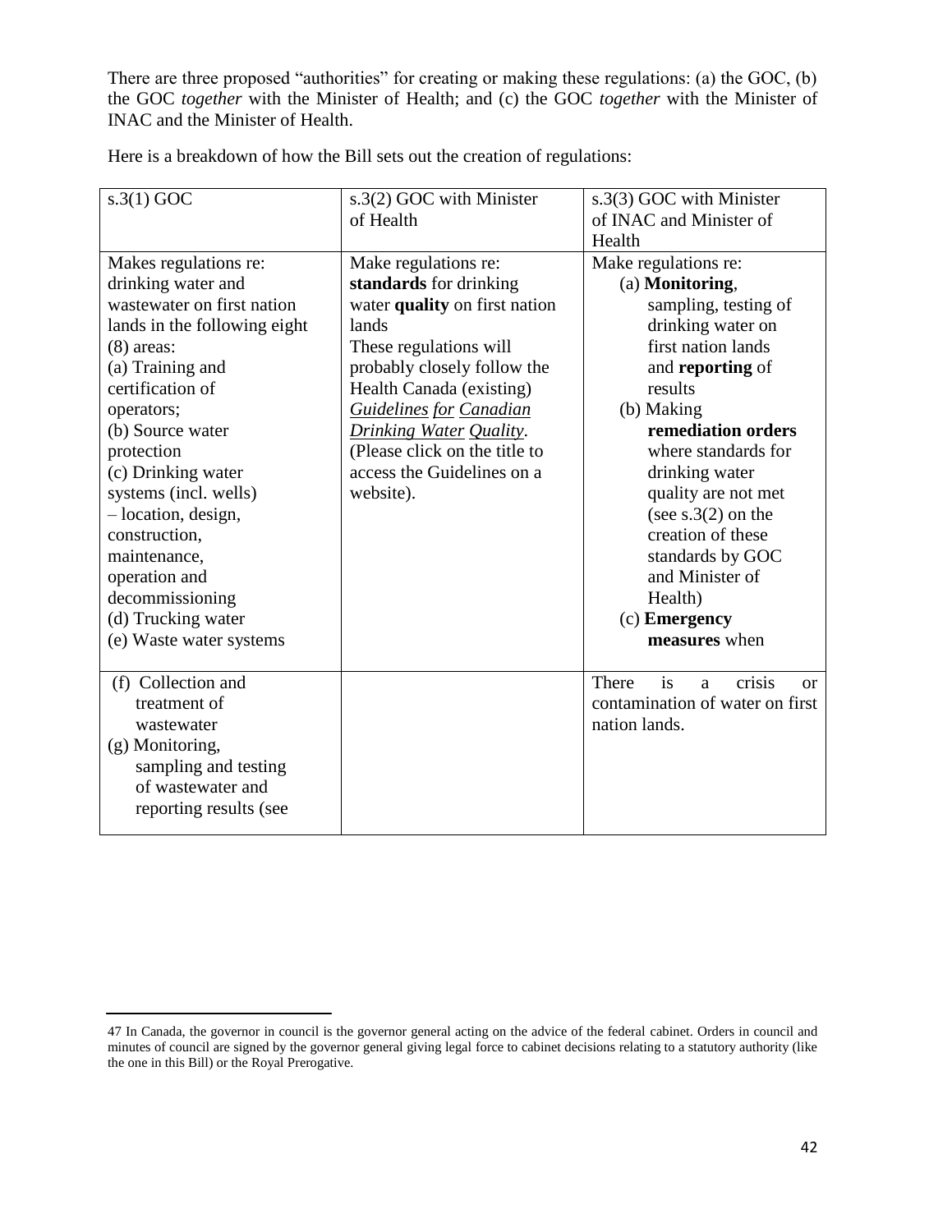There are three proposed "authorities" for creating or making these regulations: (a) the GOC, (b) the GOC *together* with the Minister of Health; and (c) the GOC *together* with the Minister of INAC and the Minister of Health.

Here is a breakdown of how the Bill sets out the creation of regulations:

| s.3(1) GOC | s.3(2) GOC with Minister of Health | s.3(3) GOC with Minister of INAC and Minister of Health |
|---|---|---|
| Makes regulations re: drinking water and wastewater on first nation lands in the following eight (8) areas:<br>(a) Training and certification of operators;<br>(b) Source water protection<br>(c) Drinking water systems (incl. wells) – location, design, construction, maintenance, operation and decommissioning<br>(d) Trucking water<br>(e) Waste water systems | Make regulations re: **standards** for drinking water **quality** on first nation lands<br>These regulations will probably closely follow the Health Canada (existing) *Guidelines for Canadian Drinking Water Quality*. (Please click on the title to access the Guidelines on a website). | Make regulations re:<br>(a) **Monitoring**, sampling, testing of drinking water on first nation lands and **reporting** of results<br>(b) Making **remediation orders** where standards for drinking water quality are not met (see s.3(2) on the creation of these standards by GOC and Minister of Health)<br>(c) **Emergency measures** when |
| (f) Collection and treatment of wastewater<br>(g) Monitoring, sampling and testing of wastewater and reporting results (see | | There is a crisis or contamination of water on first nation lands. |

47 In Canada, the governor in council is the governor general acting on the advice of the federal cabinet. Orders in council and minutes of council are signed by the governor general giving legal force to cabinet decisions relating to a statutory authority (like the one in this Bill) or the Royal Prerogative.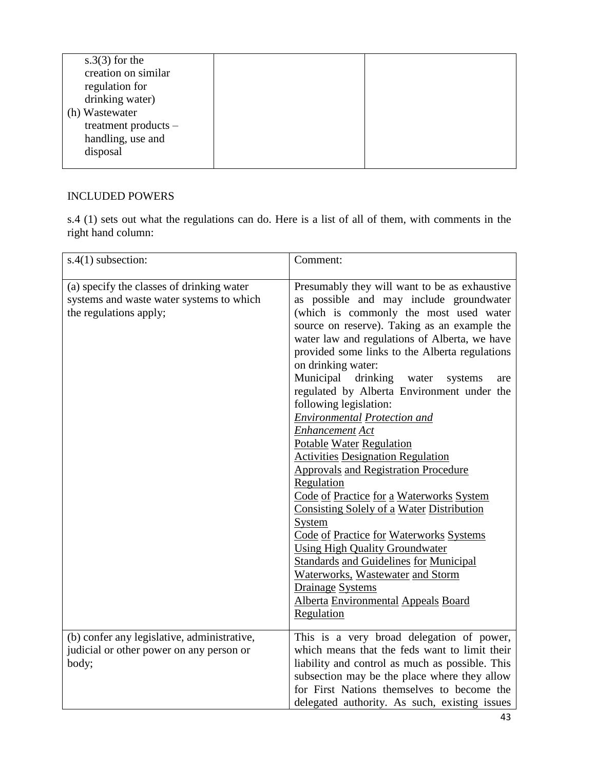| | | |
|---|---|---|
| s.3(3) for the creation on similar regulation for drinking water)<br>(h) Wastewater treatment products – handling, use and disposal | | |

INCLUDED POWERS

s.4 (1) sets out what the regulations can do. Here is a list of all of them, with comments in the right hand column:

| s.4(1) subsection: | Comment: |
|---|---|
| (a) specify the classes of drinking water systems and waste water systems to which the regulations apply; | Presumably they will want to be as exhaustive as possible and may include groundwater (which is commonly the most used water source on reserve). Taking as an example the water law and regulations of Alberta, we have provided some links to the Alberta regulations on drinking water:<br>Municipal drinking water systems are regulated by Alberta Environment under the following legislation:<br>*Environmental Protection and Enhancement Act*<br>Potable Water Regulation<br>Activities Designation Regulation<br>Approvals and Registration Procedure Regulation<br>Code of Practice for a Waterworks System Consisting Solely of a Water Distribution System<br>Code of Practice for Waterworks Systems Using High Quality Groundwater<br>Standards and Guidelines for Municipal Waterworks, Wastewater and Storm Drainage Systems<br>Alberta Environmental Appeals Board Regulation |
| (b) confer any legislative, administrative, judicial or other power on any person or body; | This is a very broad delegation of power, which means that the feds want to limit their liability and control as much as possible. This subsection may be the place where they allow for First Nations themselves to become the delegated authority. As such, existing issues |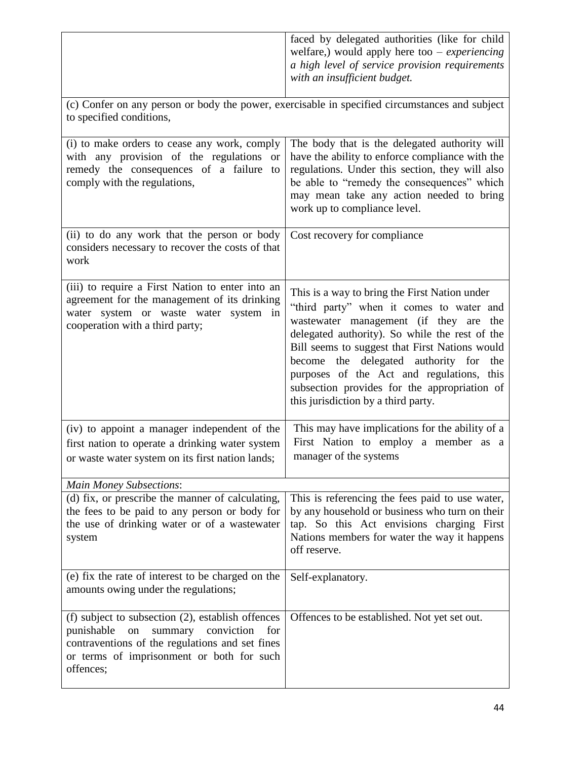| | |
|---|---|
| | faced by delegated authorities (like for child welfare,) would apply here too – *experiencing a high level of service provision requirements with an insufficient budget.* |
| (c) Confer on any person or body the power, exercisable in specified circumstances and subject to specified conditions, | |
| (i) to make orders to cease any work, comply with any provision of the regulations or remedy the consequences of a failure to comply with the regulations, | The body that is the delegated authority will have the ability to enforce compliance with the regulations. Under this section, they will also be able to "remedy the consequences" which may mean take any action needed to bring work up to compliance level. |
| (ii) to do any work that the person or body considers necessary to recover the costs of that work | Cost recovery for compliance |
| (iii) to require a First Nation to enter into an agreement for the management of its drinking water system or waste water system in cooperation with a third party; | This is a way to bring the First Nation under "third party" when it comes to water and wastewater management (if they are the delegated authority). So while the rest of the Bill seems to suggest that First Nations would become the delegated authority for the purposes of the Act and regulations, this subsection provides for the appropriation of this jurisdiction by a third party. |
| (iv) to appoint a manager independent of the first nation to operate a drinking water system or waste water system on its first nation lands; | This may have implications for the ability of a First Nation to employ a member as a manager of the systems |
| *Main Money Subsections*: | |
| (d) fix, or prescribe the manner of calculating, the fees to be paid to any person or body for the use of drinking water or of a wastewater system | This is referencing the fees paid to use water, by any household or business who turn on their tap. So this Act envisions charging First Nations members for water the way it happens off reserve. |
| (e) fix the rate of interest to be charged on the amounts owing under the regulations; | Self-explanatory. |
| (f) subject to subsection (2), establish offences punishable on summary conviction for contraventions of the regulations and set fines or terms of imprisonment or both for such offences; | Offences to be established. Not yet set out. |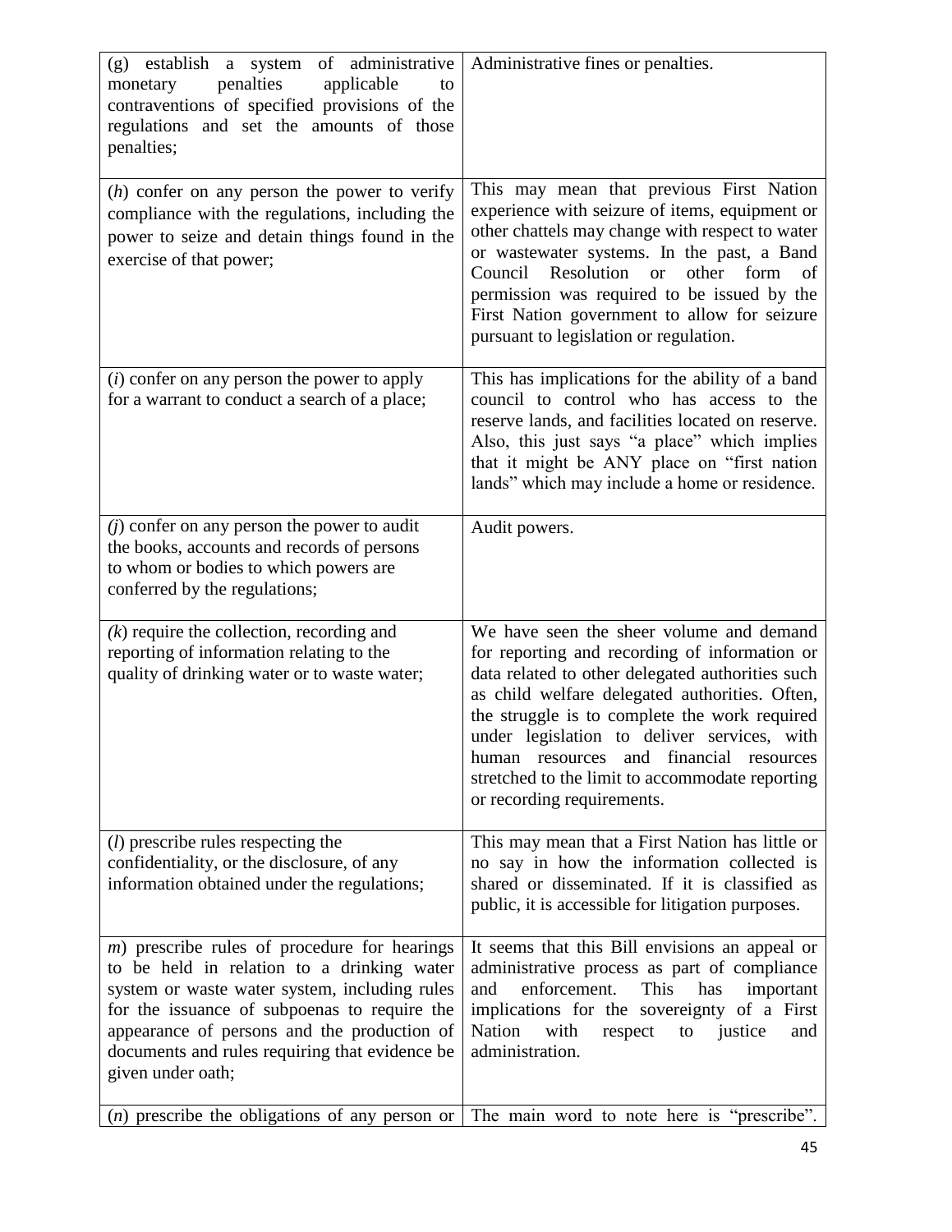| | |
|---|---|
| (g) establish a system of administrative monetary penalties applicable to contraventions of specified provisions of the regulations and set the amounts of those penalties; | Administrative fines or penalties. |
| (*h*) confer on any person the power to verify compliance with the regulations, including the power to seize and detain things found in the exercise of that power; | This may mean that previous First Nation experience with seizure of items, equipment or other chattels may change with respect to water or wastewater systems. In the past, a Band Council Resolution or other form of permission was required to be issued by the First Nation government to allow for seizure pursuant to legislation or regulation. |
| (*i*) confer on any person the power to apply for a warrant to conduct a search of a place; | This has implications for the ability of a band council to control who has access to the reserve lands, and facilities located on reserve. Also, this just says "a place" which implies that it might be ANY place on "first nation lands" which may include a home or residence. |
| (*j*) confer on any person the power to audit the books, accounts and records of persons to whom or bodies to which powers are conferred by the regulations; | Audit powers. |
| (*k*) require the collection, recording and reporting of information relating to the quality of drinking water or to waste water; | We have seen the sheer volume and demand for reporting and recording of information or data related to other delegated authorities such as child welfare delegated authorities. Often, the struggle is to complete the work required under legislation to deliver services, with human resources and financial resources stretched to the limit to accommodate reporting or recording requirements. |
| (*l*) prescribe rules respecting the confidentiality, or the disclosure, of any information obtained under the regulations; | This may mean that a First Nation has little or no say in how the information collected is shared or disseminated. If it is classified as public, it is accessible for litigation purposes. |
| *m*) prescribe rules of procedure for hearings to be held in relation to a drinking water system or waste water system, including rules for the issuance of subpoenas to require the appearance of persons and the production of documents and rules requiring that evidence be given under oath; | It seems that this Bill envisions an appeal or administrative process as part of compliance and enforcement. This has important implications for the sovereignty of a First Nation with respect to justice and administration. |
| (*n*) prescribe the obligations of any person or | The main word to note here is "prescribe". |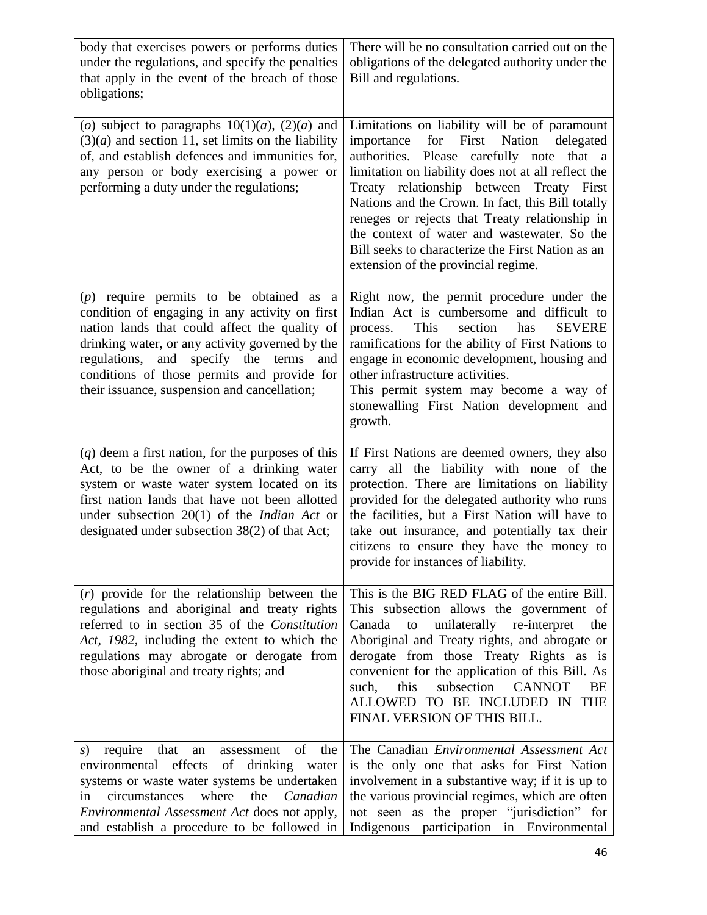| | |
|---|---|
| body that exercises powers or performs duties under the regulations, and specify the penalties that apply in the event of the breach of those obligations; | There will be no consultation carried out on the obligations of the delegated authority under the Bill and regulations. |
| (*o*) subject to paragraphs 10(1)(*a*), (2)(*a*) and (3)(*a*) and section 11, set limits on the liability of, and establish defences and immunities for, any person or body exercising a power or performing a duty under the regulations; | Limitations on liability will be of paramount importance for First Nation delegated authorities. Please carefully note that a limitation on liability does not at all reflect the Treaty relationship between Treaty First Nations and the Crown. In fact, this Bill totally reneges or rejects that Treaty relationship in the context of water and wastewater. So the Bill seeks to characterize the First Nation as an extension of the provincial regime. |
| (*p*) require permits to be obtained as a condition of engaging in any activity on first nation lands that could affect the quality of drinking water, or any activity governed by the regulations, and specify the terms and conditions of those permits and provide for their issuance, suspension and cancellation; | Right now, the permit procedure under the Indian Act is cumbersome and difficult to process. This section has SEVERE ramifications for the ability of First Nations to engage in economic development, housing and other infrastructure activities.<br>This permit system may become a way of stonewalling First Nation development and growth. |
| (*q*) deem a first nation, for the purposes of this Act, to be the owner of a drinking water system or waste water system located on its first nation lands that have not been allotted under subsection 20(1) of the *Indian Act* or designated under subsection 38(2) of that Act; | If First Nations are deemed owners, they also carry all the liability with none of the protection. There are limitations on liability provided for the delegated authority who runs the facilities, but a First Nation will have to take out insurance, and potentially tax their citizens to ensure they have the money to provide for instances of liability. |
| (*r*) provide for the relationship between the regulations and aboriginal and treaty rights referred to in section 35 of the *Constitution Act, 1982*, including the extent to which the regulations may abrogate or derogate from those aboriginal and treaty rights; and | This is the BIG RED FLAG of the entire Bill. This subsection allows the government of Canada to unilaterally re-interpret the Aboriginal and Treaty rights, and abrogate or derogate from those Treaty Rights as is convenient for the application of this Bill. As such, this subsection CANNOT BE ALLOWED TO BE INCLUDED IN THE FINAL VERSION OF THIS BILL. |
| *s*) require that an assessment of the environmental effects of drinking water systems or waste water systems be undertaken in circumstances where the *Canadian Environmental Assessment Act* does not apply, and establish a procedure to be followed in | The Canadian *Environmental Assessment Act* is the only one that asks for First Nation involvement in a substantive way; if it is up to the various provincial regimes, which are often not seen as the proper "jurisdiction" for Indigenous participation in Environmental |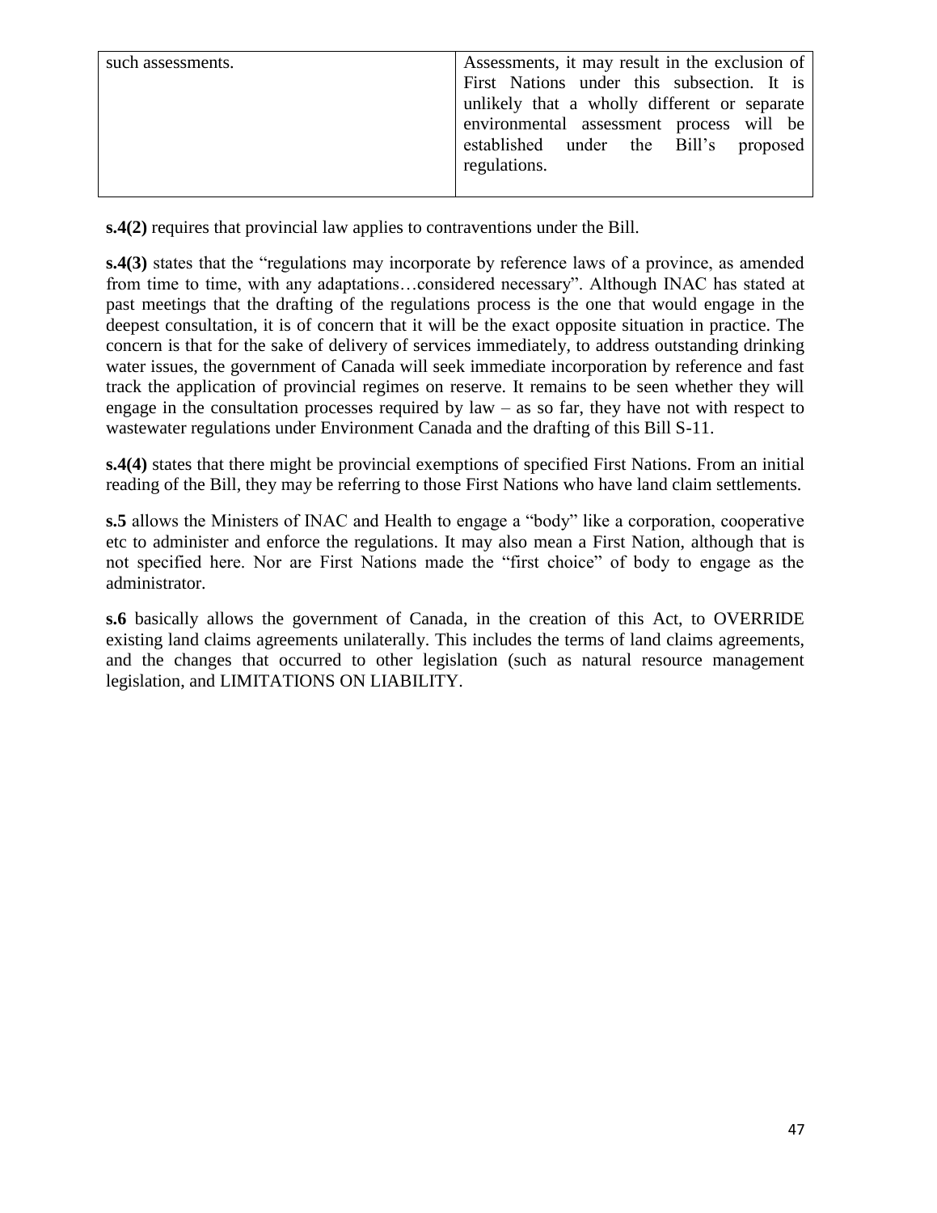| | |
|---|---|
| such assessments. | Assessments, it may result in the exclusion of First Nations under this subsection. It is unlikely that a wholly different or separate environmental assessment process will be established under the Bill's proposed regulations. |

**s.4(2)** requires that provincial law applies to contraventions under the Bill.

**s.4(3)** states that the "regulations may incorporate by reference laws of a province, as amended from time to time, with any adaptations…considered necessary". Although INAC has stated at past meetings that the drafting of the regulations process is the one that would engage in the deepest consultation, it is of concern that it will be the exact opposite situation in practice. The concern is that for the sake of delivery of services immediately, to address outstanding drinking water issues, the government of Canada will seek immediate incorporation by reference and fast track the application of provincial regimes on reserve. It remains to be seen whether they will engage in the consultation processes required by law – as so far, they have not with respect to wastewater regulations under Environment Canada and the drafting of this Bill S-11.

**s.4(4)** states that there might be provincial exemptions of specified First Nations. From an initial reading of the Bill, they may be referring to those First Nations who have land claim settlements.

**s.5** allows the Ministers of INAC and Health to engage a "body" like a corporation, cooperative etc to administer and enforce the regulations. It may also mean a First Nation, although that is not specified here. Nor are First Nations made the "first choice" of body to engage as the administrator.

**s.6** basically allows the government of Canada, in the creation of this Act, to OVERRIDE existing land claims agreements unilaterally. This includes the terms of land claims agreements, and the changes that occurred to other legislation (such as natural resource management legislation, and LIMITATIONS ON LIABILITY.